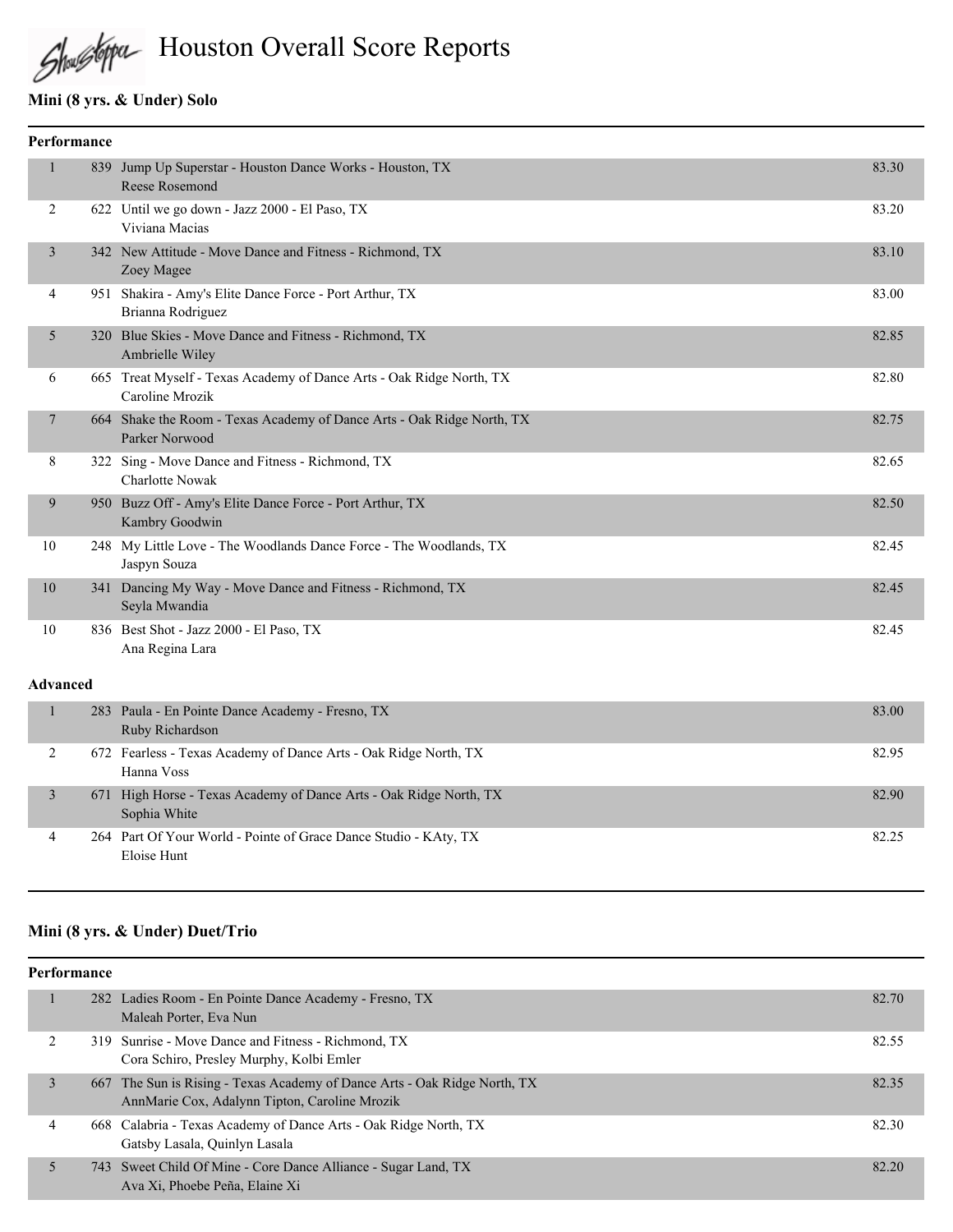# Houston Overall Score Reports

## Mini (8 yrs. & Under) Solo

### Performance

| Place | No. | Routine | Score |
|---|---|---|---|
| 1 | 839 | Jump Up Superstar - Houston Dance Works - Houston, TX<br>Reese Rosemond | 83.30 |
| 2 | 622 | Until we go down - Jazz 2000 - El Paso, TX<br>Viviana Macias | 83.20 |
| 3 | 342 | New Attitude - Move Dance and Fitness - Richmond, TX<br>Zoey Magee | 83.10 |
| 4 | 951 | Shakira - Amy's Elite Dance Force - Port Arthur, TX<br>Brianna Rodriguez | 83.00 |
| 5 | 320 | Blue Skies - Move Dance and Fitness - Richmond, TX<br>Ambrielle Wiley | 82.85 |
| 6 | 665 | Treat Myself - Texas Academy of Dance Arts - Oak Ridge North, TX<br>Caroline Mrozik | 82.80 |
| 7 | 664 | Shake the Room - Texas Academy of Dance Arts - Oak Ridge North, TX<br>Parker Norwood | 82.75 |
| 8 | 322 | Sing - Move Dance and Fitness - Richmond, TX<br>Charlotte Nowak | 82.65 |
| 9 | 950 | Buzz Off - Amy's Elite Dance Force - Port Arthur, TX<br>Kambry Goodwin | 82.50 |
| 10 | 248 | My Little Love - The Woodlands Dance Force - The Woodlands, TX<br>Jaspyn Souza | 82.45 |
| 10 | 341 | Dancing My Way - Move Dance and Fitness - Richmond, TX<br>Seyla Mwandia | 82.45 |
| 10 | 836 | Best Shot - Jazz 2000 - El Paso, TX<br>Ana Regina Lara | 82.45 |

### Advanced

| Place | No. | Routine | Score |
|---|---|---|---|
| 1 | 283 | Paula - En Pointe Dance Academy - Fresno, TX<br>Ruby Richardson | 83.00 |
| 2 | 672 | Fearless - Texas Academy of Dance Arts - Oak Ridge North, TX<br>Hanna Voss | 82.95 |
| 3 | 671 | High Horse - Texas Academy of Dance Arts - Oak Ridge North, TX<br>Sophia White | 82.90 |
| 4 | 264 | Part Of Your World - Pointe of Grace Dance Studio - KAty, TX<br>Eloise Hunt | 82.25 |

## Mini (8 yrs. & Under) Duet/Trio

### Performance

| Place | No. | Routine | Score |
|---|---|---|---|
| 1 | 282 | Ladies Room - En Pointe Dance Academy - Fresno, TX<br>Maleah Porter, Eva Nun | 82.70 |
| 2 | 319 | Sunrise - Move Dance and Fitness - Richmond, TX<br>Cora Schiro, Presley Murphy, Kolbi Emler | 82.55 |
| 3 | 667 | The Sun is Rising - Texas Academy of Dance Arts - Oak Ridge North, TX<br>AnnMarie Cox, Adalynn Tipton, Caroline Mrozik | 82.35 |
| 4 | 668 | Calabria - Texas Academy of Dance Arts - Oak Ridge North, TX<br>Gatsby Lasala, Quinlyn Lasala | 82.30 |
| 5 | 743 | Sweet Child Of Mine - Core Dance Alliance - Sugar Land, TX<br>Ava Xi, Phoebe Peña, Elaine Xi | 82.20 |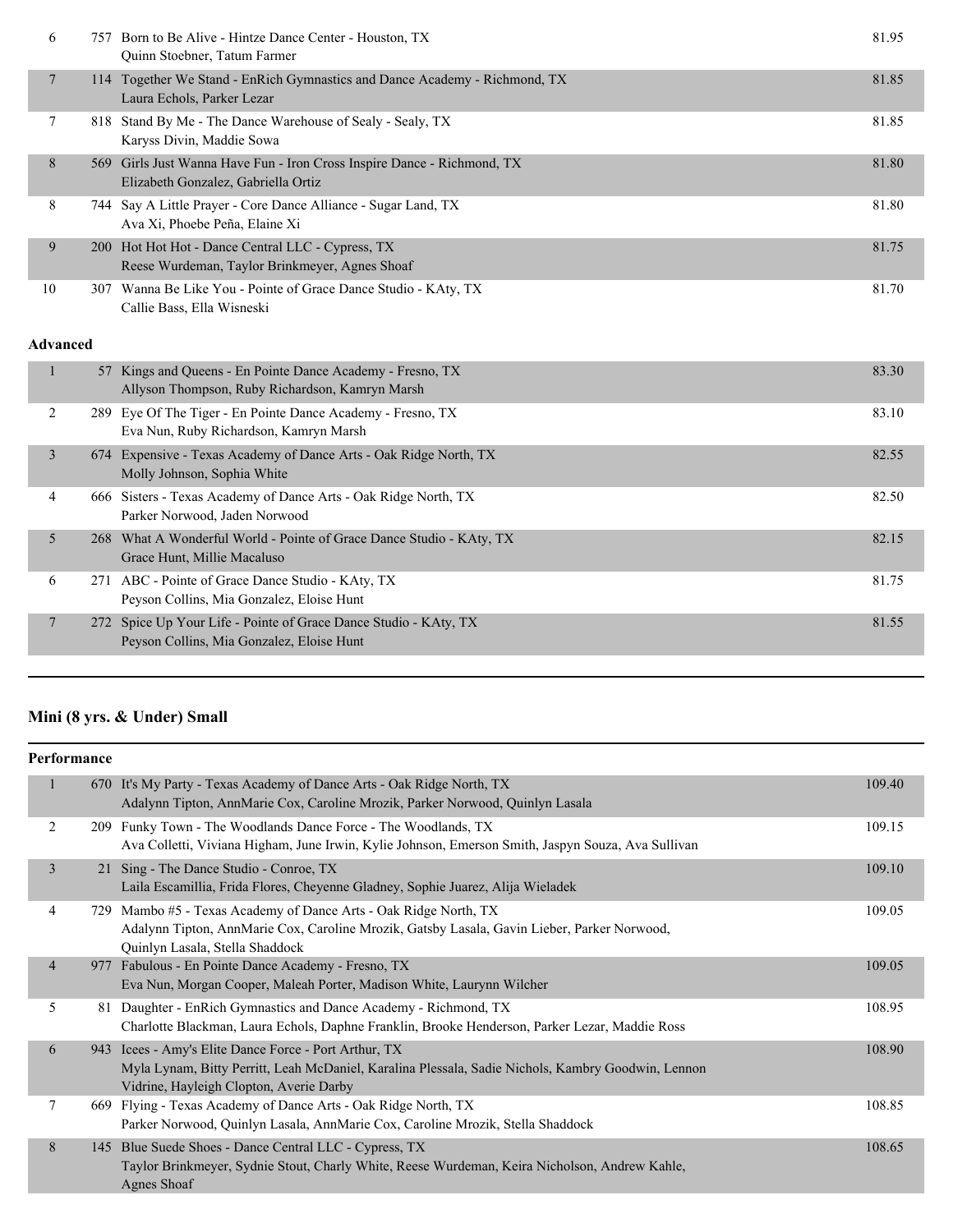| Place | # | Entry | Score |
|---|---|---|---|
| 6 | 757 | Born to Be Alive - Hintze Dance Center - Houston, TX<br>Quinn Stoebner, Tatum Farmer | 81.95 |
| 7 | 114 | Together We Stand - EnRich Gymnastics and Dance Academy - Richmond, TX<br>Laura Echols, Parker Lezar | 81.85 |
| 7 | 818 | Stand By Me - The Dance Warehouse of Sealy - Sealy, TX<br>Karyss Divin, Maddie Sowa | 81.85 |
| 8 | 569 | Girls Just Wanna Have Fun - Iron Cross Inspire Dance - Richmond, TX<br>Elizabeth Gonzalez, Gabriella Ortiz | 81.80 |
| 8 | 744 | Say A Little Prayer - Core Dance Alliance - Sugar Land, TX<br>Ava Xi, Phoebe Peña, Elaine Xi | 81.80 |
| 9 | 200 | Hot Hot Hot - Dance Central LLC - Cypress, TX<br>Reese Wurdeman, Taylor Brinkmeyer, Agnes Shoaf | 81.75 |
| 10 | 307 | Wanna Be Like You - Pointe of Grace Dance Studio - KAty, TX<br>Callie Bass, Ella Wisneski | 81.70 |

**Advanced**

| Place | # | Entry | Score |
|---|---|---|---|
| 1 | 57 | Kings and Queens - En Pointe Dance Academy - Fresno, TX<br>Allyson Thompson, Ruby Richardson, Kamryn Marsh | 83.30 |
| 2 | 289 | Eye Of The Tiger - En Pointe Dance Academy - Fresno, TX<br>Eva Nun, Ruby Richardson, Kamryn Marsh | 83.10 |
| 3 | 674 | Expensive - Texas Academy of Dance Arts - Oak Ridge North, TX<br>Molly Johnson, Sophia White | 82.55 |
| 4 | 666 | Sisters - Texas Academy of Dance Arts - Oak Ridge North, TX<br>Parker Norwood, Jaden Norwood | 82.50 |
| 5 | 268 | What A Wonderful World - Pointe of Grace Dance Studio - KAty, TX<br>Grace Hunt, Millie Macaluso | 82.15 |
| 6 | 271 | ABC - Pointe of Grace Dance Studio - KAty, TX<br>Peyson Collins, Mia Gonzalez, Eloise Hunt | 81.75 |
| 7 | 272 | Spice Up Your Life - Pointe of Grace Dance Studio - KAty, TX<br>Peyson Collins, Mia Gonzalez, Eloise Hunt | 81.55 |

## Mini (8 yrs. & Under) Small

**Performance**

| Place | # | Entry | Score |
|---|---|---|---|
| 1 | 670 | It's My Party - Texas Academy of Dance Arts - Oak Ridge North, TX<br>Adalynn Tipton, AnnMarie Cox, Caroline Mrozik, Parker Norwood, Quinlyn Lasala | 109.40 |
| 2 | 209 | Funky Town - The Woodlands Dance Force - The Woodlands, TX<br>Ava Colletti, Viviana Higham, June Irwin, Kylie Johnson, Emerson Smith, Jaspyn Souza, Ava Sullivan | 109.15 |
| 3 | 21 | Sing - The Dance Studio - Conroe, TX<br>Laila Escamillia, Frida Flores, Cheyenne Gladney, Sophie Juarez, Alija Wieladek | 109.10 |
| 4 | 729 | Mambo #5 - Texas Academy of Dance Arts - Oak Ridge North, TX<br>Adalynn Tipton, AnnMarie Cox, Caroline Mrozik, Gatsby Lasala, Gavin Lieber, Parker Norwood, Quinlyn Lasala, Stella Shaddock | 109.05 |
| 4 | 977 | Fabulous - En Pointe Dance Academy - Fresno, TX<br>Eva Nun, Morgan Cooper, Maleah Porter, Madison White, Laurynn Wilcher | 109.05 |
| 5 | 81 | Daughter - EnRich Gymnastics and Dance Academy - Richmond, TX<br>Charlotte Blackman, Laura Echols, Daphne Franklin, Brooke Henderson, Parker Lezar, Maddie Ross | 108.95 |
| 6 | 943 | Icees - Amy's Elite Dance Force - Port Arthur, TX<br>Myla Lynam, Bitty Perritt, Leah McDaniel, Karalina Plessala, Sadie Nichols, Kambry Goodwin, Lennon Vidrine, Hayleigh Clopton, Averie Darby | 108.90 |
| 7 | 669 | Flying - Texas Academy of Dance Arts - Oak Ridge North, TX<br>Parker Norwood, Quinlyn Lasala, AnnMarie Cox, Caroline Mrozik, Stella Shaddock | 108.85 |
| 8 | 145 | Blue Suede Shoes - Dance Central LLC - Cypress, TX<br>Taylor Brinkmeyer, Sydnie Stout, Charly White, Reese Wurdeman, Keira Nicholson, Andrew Kahle, Agnes Shoaf | 108.65 |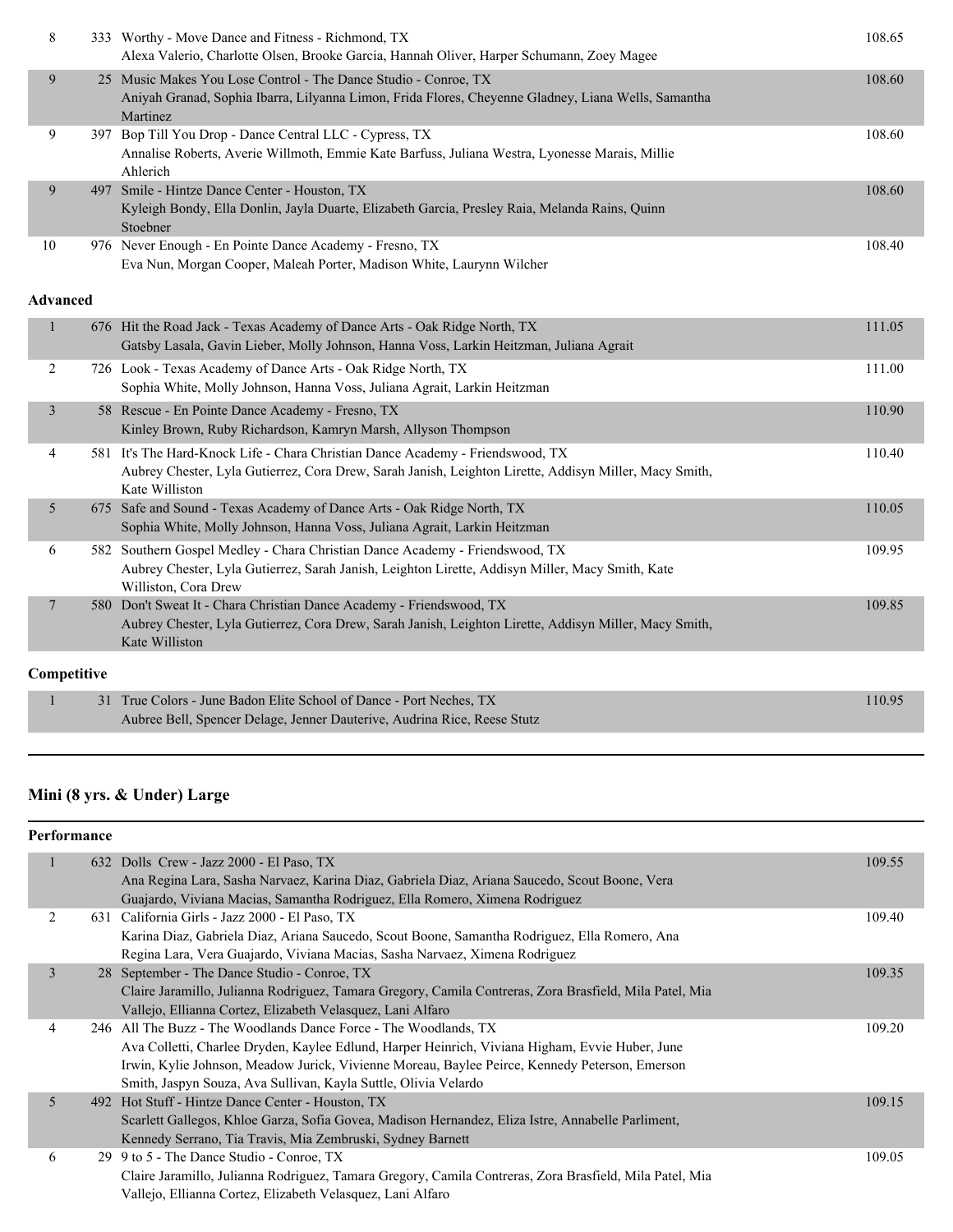| Place | # | Routine / Studio / Dancers | Score |
|---|---|---|---|
| 8 | 333 | Worthy - Move Dance and Fitness - Richmond, TX<br>Alexa Valerio, Charlotte Olsen, Brooke Garcia, Hannah Oliver, Harper Schumann, Zoey Magee | 108.65 |
| 9 | 25 | Music Makes You Lose Control - The Dance Studio - Conroe, TX<br>Aniyah Granad, Sophia Ibarra, Lilyanna Limon, Frida Flores, Cheyenne Gladney, Liana Wells, Samantha Martinez | 108.60 |
| 9 | 397 | Bop Till You Drop - Dance Central LLC - Cypress, TX<br>Annalise Roberts, Averie Willmoth, Emmie Kate Barfuss, Juliana Westra, Lyonesse Marais, Millie Ahlerich | 108.60 |
| 9 | 497 | Smile - Hintze Dance Center - Houston, TX<br>Kyleigh Bondy, Ella Donlin, Jayla Duarte, Elizabeth Garcia, Presley Raia, Melanda Rains, Quinn Stoebner | 108.60 |
| 10 | 976 | Never Enough - En Pointe Dance Academy - Fresno, TX<br>Eva Nun, Morgan Cooper, Maleah Porter, Madison White, Laurynn Wilcher | 108.40 |

**Advanced**

| Place | # | Routine / Studio / Dancers | Score |
|---|---|---|---|
| 1 | 676 | Hit the Road Jack - Texas Academy of Dance Arts - Oak Ridge North, TX<br>Gatsby Lasala, Gavin Lieber, Molly Johnson, Hanna Voss, Larkin Heitzman, Juliana Agrait | 111.05 |
| 2 | 726 | Look - Texas Academy of Dance Arts - Oak Ridge North, TX<br>Sophia White, Molly Johnson, Hanna Voss, Juliana Agrait, Larkin Heitzman | 111.00 |
| 3 | 58 | Rescue - En Pointe Dance Academy - Fresno, TX<br>Kinley Brown, Ruby Richardson, Kamryn Marsh, Allyson Thompson | 110.90 |
| 4 | 581 | It's The Hard-Knock Life - Chara Christian Dance Academy - Friendswood, TX<br>Aubrey Chester, Lyla Gutierrez, Cora Drew, Sarah Janish, Leighton Lirette, Addisyn Miller, Macy Smith, Kate Williston | 110.40 |
| 5 | 675 | Safe and Sound - Texas Academy of Dance Arts - Oak Ridge North, TX<br>Sophia White, Molly Johnson, Hanna Voss, Juliana Agrait, Larkin Heitzman | 110.05 |
| 6 | 582 | Southern Gospel Medley - Chara Christian Dance Academy - Friendswood, TX<br>Aubrey Chester, Lyla Gutierrez, Sarah Janish, Leighton Lirette, Addisyn Miller, Macy Smith, Kate Williston, Cora Drew | 109.95 |
| 7 | 580 | Don't Sweat It - Chara Christian Dance Academy - Friendswood, TX<br>Aubrey Chester, Lyla Gutierrez, Cora Drew, Sarah Janish, Leighton Lirette, Addisyn Miller, Macy Smith, Kate Williston | 109.85 |

**Competitive**

| Place | # | Routine / Studio / Dancers | Score |
|---|---|---|---|
| 1 | 31 | True Colors - June Badon Elite School of Dance - Port Neches, TX<br>Aubree Bell, Spencer Delage, Jenner Dauterive, Audrina Rice, Reese Stutz | 110.95 |

## Mini (8 yrs. & Under) Large

**Performance**

| Place | # | Routine / Studio / Dancers | Score |
|---|---|---|---|
| 1 | 632 | Dolls Crew - Jazz 2000 - El Paso, TX<br>Ana Regina Lara, Sasha Narvaez, Karina Diaz, Gabriela Diaz, Ariana Saucedo, Scout Boone, Vera Guajardo, Viviana Macias, Samantha Rodriguez, Ella Romero, Ximena Rodriguez | 109.55 |
| 2 | 631 | California Girls - Jazz 2000 - El Paso, TX<br>Karina Diaz, Gabriela Diaz, Ariana Saucedo, Scout Boone, Samantha Rodriguez, Ella Romero, Ana Regina Lara, Vera Guajardo, Viviana Macias, Sasha Narvaez, Ximena Rodriguez | 109.40 |
| 3 | 28 | September - The Dance Studio - Conroe, TX<br>Claire Jaramillo, Julianna Rodriguez, Tamara Gregory, Camila Contreras, Zora Brasfield, Mila Patel, Mia Vallejo, Ellianna Cortez, Elizabeth Velasquez, Lani Alfaro | 109.35 |
| 4 | 246 | All The Buzz - The Woodlands Dance Force - The Woodlands, TX<br>Ava Colletti, Charlee Dryden, Kaylee Edlund, Harper Heinrich, Viviana Higham, Evvie Huber, June Irwin, Kylie Johnson, Meadow Jurick, Vivienne Moreau, Baylee Peirce, Kennedy Peterson, Emerson Smith, Jaspyn Souza, Ava Sullivan, Kayla Suttle, Olivia Velardo | 109.20 |
| 5 | 492 | Hot Stuff - Hintze Dance Center - Houston, TX<br>Scarlett Gallegos, Khloe Garza, Sofia Govea, Madison Hernandez, Eliza Istre, Annabelle Parliment, Kennedy Serrano, Tia Travis, Mia Zembruski, Sydney Barnett | 109.15 |
| 6 | 29 | 9 to 5 - The Dance Studio - Conroe, TX<br>Claire Jaramillo, Julianna Rodriguez, Tamara Gregory, Camila Contreras, Zora Brasfield, Mila Patel, Mia Vallejo, Ellianna Cortez, Elizabeth Velasquez, Lani Alfaro | 109.05 |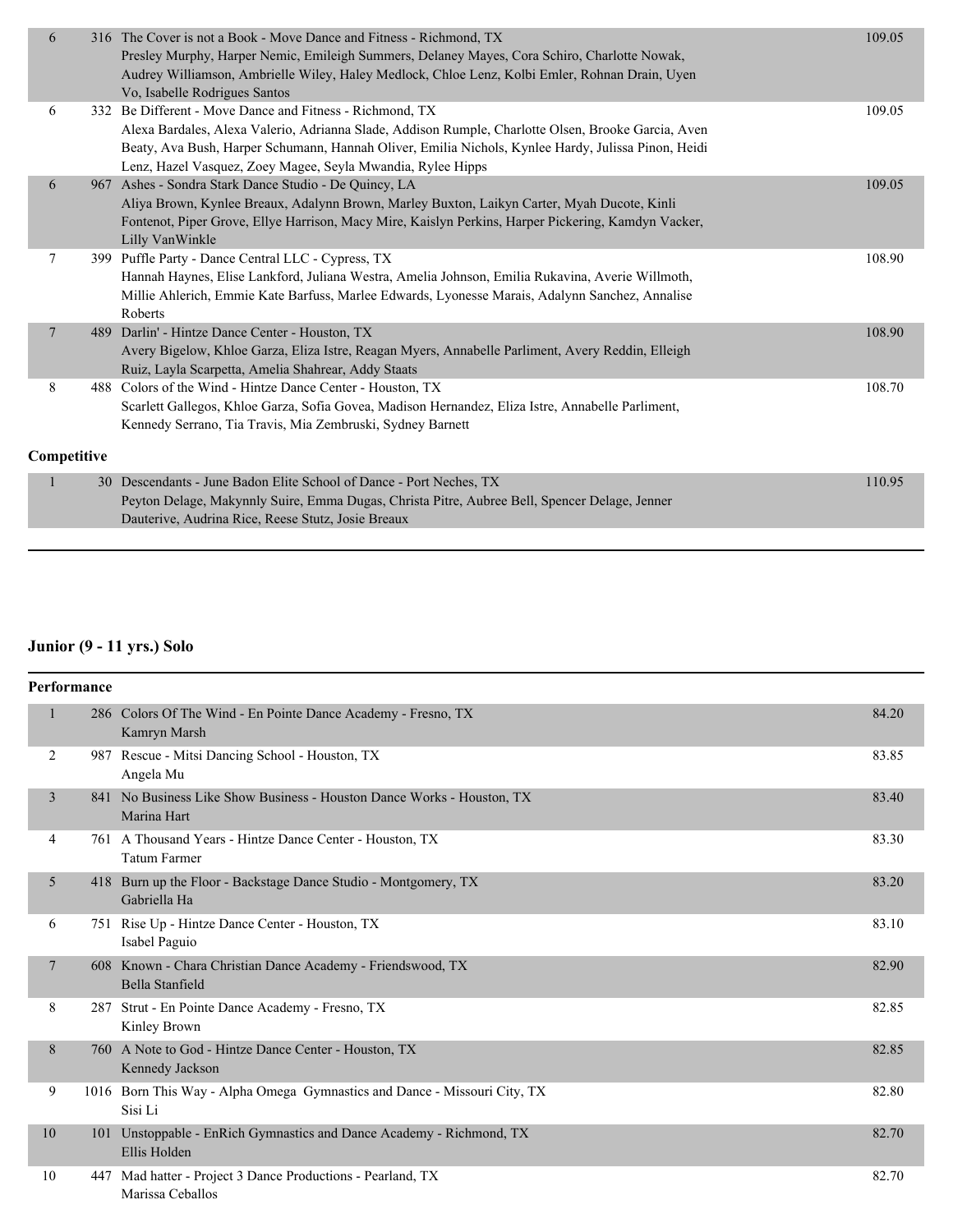| | | | |
|---|---|---|---|
| 6 | 316 | The Cover is not a Book - Move Dance and Fitness - Richmond, TX<br>Presley Murphy, Harper Nemic, Emileigh Summers, Delaney Mayes, Cora Schiro, Charlotte Nowak, Audrey Williamson, Ambrielle Wiley, Haley Medlock, Chloe Lenz, Kolbi Emler, Rohnan Drain, Uyen Vo, Isabelle Rodrigues Santos | 109.05 |
| 6 | 332 | Be Different - Move Dance and Fitness - Richmond, TX<br>Alexa Bardales, Alexa Valerio, Adrianna Slade, Addison Rumple, Charlotte Olsen, Brooke Garcia, Aven Beaty, Ava Bush, Harper Schumann, Hannah Oliver, Emilia Nichols, Kynlee Hardy, Julissa Pinon, Heidi Lenz, Hazel Vasquez, Zoey Magee, Seyla Mwandia, Rylee Hipps | 109.05 |
| 6 | 967 | Ashes - Sondra Stark Dance Studio - De Quincy, LA<br>Aliya Brown, Kynlee Breaux, Adalynn Brown, Marley Buxton, Laikyn Carter, Myah Ducote, Kinli Fontenot, Piper Grove, Ellye Harrison, Macy Mire, Kaislyn Perkins, Harper Pickering, Kamdyn Vacker, Lilly VanWinkle | 109.05 |
| 7 | 399 | Puffle Party - Dance Central LLC - Cypress, TX<br>Hannah Haynes, Elise Lankford, Juliana Westra, Amelia Johnson, Emilia Rukavina, Averie Willmoth, Millie Ahlerich, Emmie Kate Barfuss, Marlee Edwards, Lyonesse Marais, Adalynn Sanchez, Annalise Roberts | 108.90 |
| 7 | 489 | Darlin' - Hintze Dance Center - Houston, TX<br>Avery Bigelow, Khloe Garza, Eliza Istre, Reagan Myers, Annabelle Parliment, Avery Reddin, Elleigh Ruiz, Layla Scarpetta, Amelia Shahrear, Addy Staats | 108.90 |
| 8 | 488 | Colors of the Wind - Hintze Dance Center - Houston, TX<br>Scarlett Gallegos, Khloe Garza, Sofia Govea, Madison Hernandez, Eliza Istre, Annabelle Parliment, Kennedy Serrano, Tia Travis, Mia Zembruski, Sydney Barnett | 108.70 |

**Competitive**

| | | | |
|---|---|---|---|
| 1 | 30 | Descendants - June Badon Elite School of Dance - Port Neches, TX<br>Peyton Delage, Makynnly Suire, Emma Dugas, Christa Pitre, Aubree Bell, Spencer Delage, Jenner Dauterive, Audrina Rice, Reese Stutz, Josie Breaux | 110.95 |

## Junior (9 - 11 yrs.) Solo

**Performance**

| | | | |
|---|---|---|---|
| 1 | 286 | Colors Of The Wind - En Pointe Dance Academy - Fresno, TX<br>Kamryn Marsh | 84.20 |
| 2 | 987 | Rescue - Mitsi Dancing School - Houston, TX<br>Angela Mu | 83.85 |
| 3 | 841 | No Business Like Show Business - Houston Dance Works - Houston, TX<br>Marina Hart | 83.40 |
| 4 | 761 | A Thousand Years - Hintze Dance Center - Houston, TX<br>Tatum Farmer | 83.30 |
| 5 | 418 | Burn up the Floor - Backstage Dance Studio - Montgomery, TX<br>Gabriella Ha | 83.20 |
| 6 | 751 | Rise Up - Hintze Dance Center - Houston, TX<br>Isabel Paguio | 83.10 |
| 7 | 608 | Known - Chara Christian Dance Academy - Friendswood, TX<br>Bella Stanfield | 82.90 |
| 8 | 287 | Strut - En Pointe Dance Academy - Fresno, TX<br>Kinley Brown | 82.85 |
| 8 | 760 | A Note to God - Hintze Dance Center - Houston, TX<br>Kennedy Jackson | 82.85 |
| 9 | 1016 | Born This Way - Alpha Omega Gymnastics and Dance - Missouri City, TX<br>Sisi Li | 82.80 |
| 10 | 101 | Unstoppable - EnRich Gymnastics and Dance Academy - Richmond, TX<br>Ellis Holden | 82.70 |
| 10 | 447 | Mad hatter - Project 3 Dance Productions - Pearland, TX<br>Marissa Ceballos | 82.70 |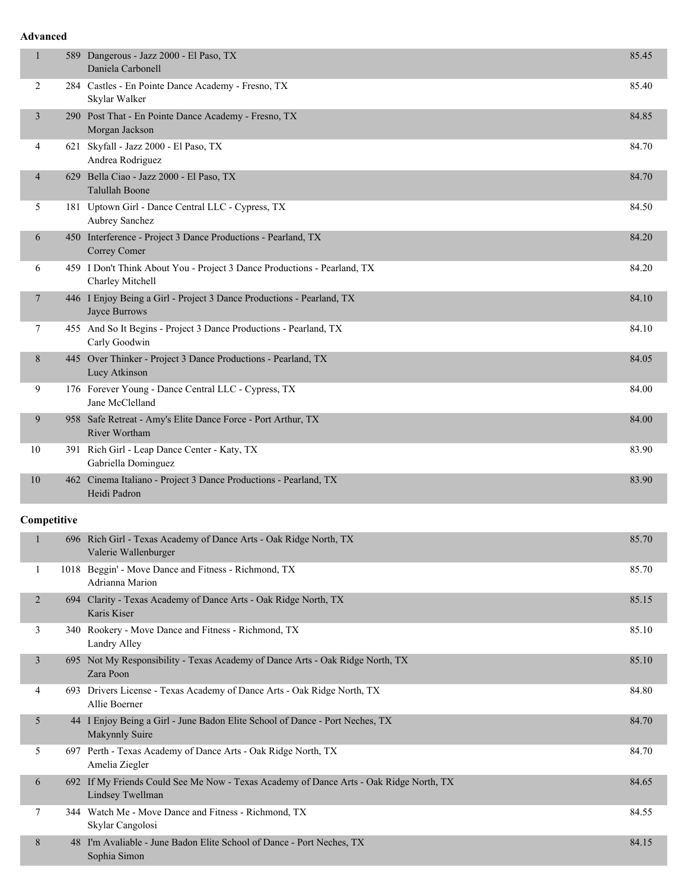**Advanced**

| Place | No. | Entry | Score |
|---|---|---|---|
| 1 | 589 | Dangerous - Jazz 2000 - El Paso, TX<br>Daniela Carbonell | 85.45 |
| 2 | 284 | Castles - En Pointe Dance Academy - Fresno, TX<br>Skylar Walker | 85.40 |
| 3 | 290 | Post That - En Pointe Dance Academy - Fresno, TX<br>Morgan Jackson | 84.85 |
| 4 | 621 | Skyfall - Jazz 2000 - El Paso, TX<br>Andrea Rodriguez | 84.70 |
| 4 | 629 | Bella Ciao - Jazz 2000 - El Paso, TX<br>Talullah Boone | 84.70 |
| 5 | 181 | Uptown Girl - Dance Central LLC - Cypress, TX<br>Aubrey Sanchez | 84.50 |
| 6 | 450 | Interference - Project 3 Dance Productions - Pearland, TX<br>Correy Comer | 84.20 |
| 6 | 459 | I Don't Think About You - Project 3 Dance Productions - Pearland, TX<br>Charley Mitchell | 84.20 |
| 7 | 446 | I Enjoy Being a Girl - Project 3 Dance Productions - Pearland, TX<br>Jayce Burrows | 84.10 |
| 7 | 455 | And So It Begins - Project 3 Dance Productions - Pearland, TX<br>Carly Goodwin | 84.10 |
| 8 | 445 | Over Thinker - Project 3 Dance Productions - Pearland, TX<br>Lucy Atkinson | 84.05 |
| 9 | 176 | Forever Young - Dance Central LLC - Cypress, TX<br>Jane McClelland | 84.00 |
| 9 | 958 | Safe Retreat - Amy's Elite Dance Force - Port Arthur, TX<br>River Wortham | 84.00 |
| 10 | 391 | Rich Girl - Leap Dance Center - Katy, TX<br>Gabriella Dominguez | 83.90 |
| 10 | 462 | Cinema Italiano - Project 3 Dance Productions - Pearland, TX<br>Heidi Padron | 83.90 |

**Competitive**

| Place | No. | Entry | Score |
|---|---|---|---|
| 1 | 696 | Rich Girl - Texas Academy of Dance Arts - Oak Ridge North, TX<br>Valerie Wallenburger | 85.70 |
| 1 | 1018 | Beggin' - Move Dance and Fitness - Richmond, TX<br>Adrianna Marion | 85.70 |
| 2 | 694 | Clarity - Texas Academy of Dance Arts - Oak Ridge North, TX<br>Karis Kiser | 85.15 |
| 3 | 340 | Rookery - Move Dance and Fitness - Richmond, TX<br>Landry Alley | 85.10 |
| 3 | 695 | Not My Responsibility - Texas Academy of Dance Arts - Oak Ridge North, TX<br>Zara Poon | 85.10 |
| 4 | 693 | Drivers License - Texas Academy of Dance Arts - Oak Ridge North, TX<br>Allie Boerner | 84.80 |
| 5 | 44 | I Enjoy Being a Girl - June Badon Elite School of Dance - Port Neches, TX<br>Makynnly Suire | 84.70 |
| 5 | 697 | Perth - Texas Academy of Dance Arts - Oak Ridge North, TX<br>Amelia Ziegler | 84.70 |
| 6 | 692 | If My Friends Could See Me Now - Texas Academy of Dance Arts - Oak Ridge North, TX<br>Lindsey Twellman | 84.65 |
| 7 | 344 | Watch Me - Move Dance and Fitness - Richmond, TX<br>Skylar Cangolosi | 84.55 |
| 8 | 48 | I'm Avaliable - June Badon Elite School of Dance - Port Neches, TX<br>Sophia Simon | 84.15 |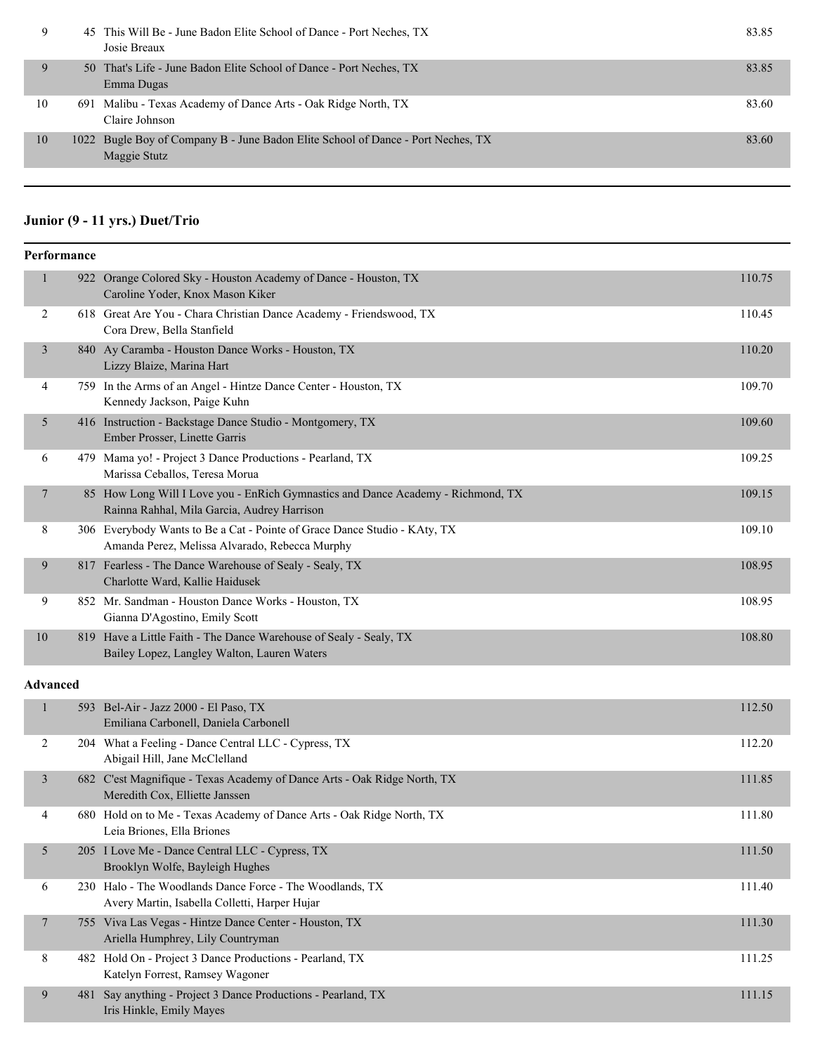| Place | No. | Routine | Score |
|---|---|---|---|
| 9 | 45 | This Will Be - June Badon Elite School of Dance - Port Neches, TX<br>Josie Breaux | 83.85 |
| 9 | 50 | That's Life - June Badon Elite School of Dance - Port Neches, TX<br>Emma Dugas | 83.85 |
| 10 | 691 | Malibu - Texas Academy of Dance Arts - Oak Ridge North, TX<br>Claire Johnson | 83.60 |
| 10 | 1022 | Bugle Boy of Company B - June Badon Elite School of Dance - Port Neches, TX<br>Maggie Stutz | 83.60 |

## Junior (9 - 11 yrs.) Duet/Trio

### Performance

| Place | No. | Routine | Score |
|---|---|---|---|
| 1 | 922 | Orange Colored Sky - Houston Academy of Dance - Houston, TX<br>Caroline Yoder, Knox Mason Kiker | 110.75 |
| 2 | 618 | Great Are You - Chara Christian Dance Academy - Friendswood, TX<br>Cora Drew, Bella Stanfield | 110.45 |
| 3 | 840 | Ay Caramba - Houston Dance Works - Houston, TX<br>Lizzy Blaize, Marina Hart | 110.20 |
| 4 | 759 | In the Arms of an Angel - Hintze Dance Center - Houston, TX<br>Kennedy Jackson, Paige Kuhn | 109.70 |
| 5 | 416 | Instruction - Backstage Dance Studio - Montgomery, TX<br>Ember Prosser, Linette Garris | 109.60 |
| 6 | 479 | Mama yo! - Project 3 Dance Productions - Pearland, TX<br>Marissa Ceballos, Teresa Morua | 109.25 |
| 7 | 85 | How Long Will I Love you - EnRich Gymnastics and Dance Academy - Richmond, TX<br>Rainna Rahhal, Mila Garcia, Audrey Harrison | 109.15 |
| 8 | 306 | Everybody Wants to Be a Cat - Pointe of Grace Dance Studio - KAty, TX<br>Amanda Perez, Melissa Alvarado, Rebecca Murphy | 109.10 |
| 9 | 817 | Fearless - The Dance Warehouse of Sealy - Sealy, TX<br>Charlotte Ward, Kallie Haidusek | 108.95 |
| 9 | 852 | Mr. Sandman - Houston Dance Works - Houston, TX<br>Gianna D'Agostino, Emily Scott | 108.95 |
| 10 | 819 | Have a Little Faith - The Dance Warehouse of Sealy - Sealy, TX<br>Bailey Lopez, Langley Walton, Lauren Waters | 108.80 |

### Advanced

| Place | No. | Routine | Score |
|---|---|---|---|
| 1 | 593 | Bel-Air - Jazz 2000 - El Paso, TX<br>Emiliana Carbonell, Daniela Carbonell | 112.50 |
| 2 | 204 | What a Feeling - Dance Central LLC - Cypress, TX<br>Abigail Hill, Jane McClelland | 112.20 |
| 3 | 682 | C'est Magnifique - Texas Academy of Dance Arts - Oak Ridge North, TX<br>Meredith Cox, Elliette Janssen | 111.85 |
| 4 | 680 | Hold on to Me - Texas Academy of Dance Arts - Oak Ridge North, TX<br>Leia Briones, Ella Briones | 111.80 |
| 5 | 205 | I Love Me - Dance Central LLC - Cypress, TX<br>Brooklyn Wolfe, Bayleigh Hughes | 111.50 |
| 6 | 230 | Halo - The Woodlands Dance Force - The Woodlands, TX<br>Avery Martin, Isabella Colletti, Harper Hujar | 111.40 |
| 7 | 755 | Viva Las Vegas - Hintze Dance Center - Houston, TX<br>Ariella Humphrey, Lily Countryman | 111.30 |
| 8 | 482 | Hold On - Project 3 Dance Productions - Pearland, TX<br>Katelyn Forrest, Ramsey Wagoner | 111.25 |
| 9 | 481 | Say anything - Project 3 Dance Productions - Pearland, TX<br>Iris Hinkle, Emily Mayes | 111.15 |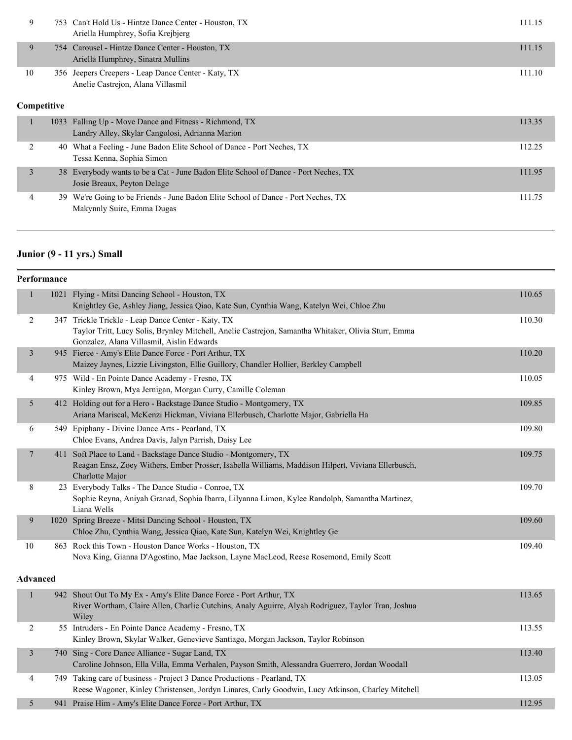| | | | |
|---|---|---|---|
| 9 | 753 | Can't Hold Us - Hintze Dance Center - Houston, TX<br>Ariella Humphrey, Sofia Krejbjerg | 111.15 |
| 9 | 754 | Carousel - Hintze Dance Center - Houston, TX<br>Ariella Humphrey, Sinatra Mullins | 111.15 |
| 10 | 356 | Jeepers Creepers - Leap Dance Center - Katy, TX<br>Anelie Castrejon, Alana Villasmil | 111.10 |

**Competitive**

| | | | |
|---|---|---|---|
| 1 | 1033 | Falling Up - Move Dance and Fitness - Richmond, TX<br>Landry Alley, Skylar Cangolosi, Adrianna Marion | 113.35 |
| 2 | 40 | What a Feeling - June Badon Elite School of Dance - Port Neches, TX<br>Tessa Kenna, Sophia Simon | 112.25 |
| 3 | 38 | Everybody wants to be a Cat - June Badon Elite School of Dance - Port Neches, TX<br>Josie Breaux, Peyton Delage | 111.95 |
| 4 | 39 | We're Going to be Friends - June Badon Elite School of Dance - Port Neches, TX<br>Makynnly Suire, Emma Dugas | 111.75 |

## Junior (9 - 11 yrs.) Small

**Performance**

| | | | |
|---|---|---|---|
| 1 | 1021 | Flying - Mitsi Dancing School - Houston, TX<br>Knightley Ge, Ashley Jiang, Jessica Qiao, Kate Sun, Cynthia Wang, Katelyn Wei, Chloe Zhu | 110.65 |
| 2 | 347 | Trickle Trickle - Leap Dance Center - Katy, TX<br>Taylor Tritt, Lucy Solis, Brynley Mitchell, Anelie Castrejon, Samantha Whitaker, Olivia Sturr, Emma Gonzalez, Alana Villasmil, Aislin Edwards | 110.30 |
| 3 | 945 | Fierce - Amy's Elite Dance Force - Port Arthur, TX<br>Maizey Jaynes, Lizzie Livingston, Ellie Guillory, Chandler Hollier, Berkley Campbell | 110.20 |
| 4 | 975 | Wild - En Pointe Dance Academy - Fresno, TX<br>Kinley Brown, Mya Jernigan, Morgan Curry, Camille Coleman | 110.05 |
| 5 | 412 | Holding out for a Hero - Backstage Dance Studio - Montgomery, TX<br>Ariana Mariscal, McKenzi Hickman, Viviana Ellerbusch, Charlotte Major, Gabriella Ha | 109.85 |
| 6 | 549 | Epiphany - Divine Dance Arts - Pearland, TX<br>Chloe Evans, Andrea Davis, Jalyn Parrish, Daisy Lee | 109.80 |
| 7 | 411 | Soft Place to Land - Backstage Dance Studio - Montgomery, TX<br>Reagan Ensz, Zoey Withers, Ember Prosser, Isabella Williams, Maddison Hilpert, Viviana Ellerbusch, Charlotte Major | 109.75 |
| 8 | 23 | Everybody Talks - The Dance Studio - Conroe, TX<br>Sophie Reyna, Aniyah Granad, Sophia Ibarra, Lilyanna Limon, Kylee Randolph, Samantha Martinez, Liana Wells | 109.70 |
| 9 | 1020 | Spring Breeze - Mitsi Dancing School - Houston, TX<br>Chloe Zhu, Cynthia Wang, Jessica Qiao, Kate Sun, Katelyn Wei, Knightley Ge | 109.60 |
| 10 | 863 | Rock this Town - Houston Dance Works - Houston, TX<br>Nova King, Gianna D'Agostino, Mae Jackson, Layne MacLeod, Reese Rosemond, Emily Scott | 109.40 |

**Advanced**

| | | | |
|---|---|---|---|
| 1 | 942 | Shout Out To My Ex - Amy's Elite Dance Force - Port Arthur, TX<br>River Wortham, Claire Allen, Charlie Cutchins, Analy Aguirre, Alyah Rodriguez, Taylor Tran, Joshua Wiley | 113.65 |
| 2 | 55 | Intruders - En Pointe Dance Academy - Fresno, TX<br>Kinley Brown, Skylar Walker, Genevieve Santiago, Morgan Jackson, Taylor Robinson | 113.55 |
| 3 | 740 | Sing - Core Dance Alliance - Sugar Land, TX<br>Caroline Johnson, Ella Villa, Emma Verhalen, Payson Smith, Alessandra Guerrero, Jordan Woodall | 113.40 |
| 4 | 749 | Taking care of business - Project 3 Dance Productions - Pearland, TX<br>Reese Wagoner, Kinley Christensen, Jordyn Linares, Carly Goodwin, Lucy Atkinson, Charley Mitchell | 113.05 |
| 5 | 941 | Praise Him - Amy's Elite Dance Force - Port Arthur, TX | 112.95 |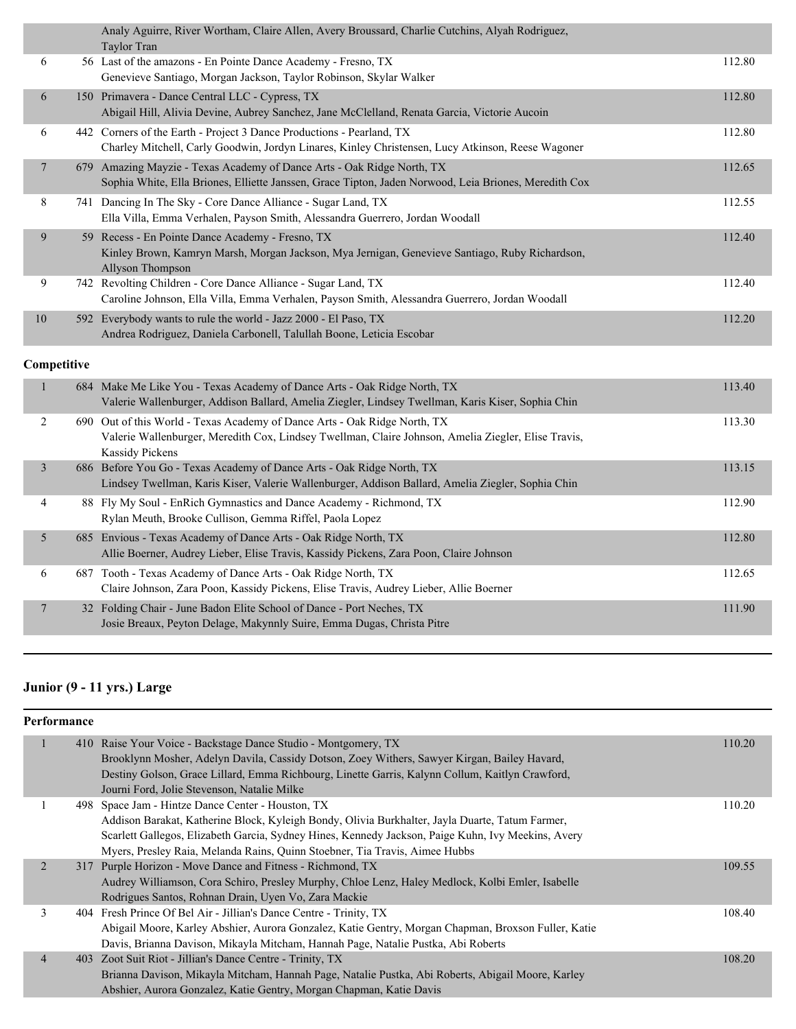| Place | # | Entry | Score |
|---|---|---|---|
| | | Analy Aguirre, River Wortham, Claire Allen, Avery Broussard, Charlie Cutchins, Alyah Rodriguez, Taylor Tran | |
| 6 | 56 | Last of the amazons - En Pointe Dance Academy - Fresno, TX<br>Genevieve Santiago, Morgan Jackson, Taylor Robinson, Skylar Walker | 112.80 |
| 6 | 150 | Primavera - Dance Central LLC - Cypress, TX<br>Abigail Hill, Alivia Devine, Aubrey Sanchez, Jane McClelland, Renata Garcia, Victorie Aucoin | 112.80 |
| 6 | 442 | Corners of the Earth - Project 3 Dance Productions - Pearland, TX<br>Charley Mitchell, Carly Goodwin, Jordyn Linares, Kinley Christensen, Lucy Atkinson, Reese Wagoner | 112.80 |
| 7 | 679 | Amazing Mayzie - Texas Academy of Dance Arts - Oak Ridge North, TX<br>Sophia White, Ella Briones, Elliette Janssen, Grace Tipton, Jaden Norwood, Leia Briones, Meredith Cox | 112.65 |
| 8 | 741 | Dancing In The Sky - Core Dance Alliance - Sugar Land, TX<br>Ella Villa, Emma Verhalen, Payson Smith, Alessandra Guerrero, Jordan Woodall | 112.55 |
| 9 | 59 | Recess - En Pointe Dance Academy - Fresno, TX<br>Kinley Brown, Kamryn Marsh, Morgan Jackson, Mya Jernigan, Genevieve Santiago, Ruby Richardson, Allyson Thompson | 112.40 |
| 9 | 742 | Revolting Children - Core Dance Alliance - Sugar Land, TX<br>Caroline Johnson, Ella Villa, Emma Verhalen, Payson Smith, Alessandra Guerrero, Jordan Woodall | 112.40 |
| 10 | 592 | Everybody wants to rule the world - Jazz 2000 - El Paso, TX<br>Andrea Rodriguez, Daniela Carbonell, Talullah Boone, Leticia Escobar | 112.20 |

**Competitive**

| Place | # | Entry | Score |
|---|---|---|---|
| 1 | 684 | Make Me Like You - Texas Academy of Dance Arts - Oak Ridge North, TX<br>Valerie Wallenburger, Addison Ballard, Amelia Ziegler, Lindsey Twellman, Karis Kiser, Sophia Chin | 113.40 |
| 2 | 690 | Out of this World - Texas Academy of Dance Arts - Oak Ridge North, TX<br>Valerie Wallenburger, Meredith Cox, Lindsey Twellman, Claire Johnson, Amelia Ziegler, Elise Travis, Kassidy Pickens | 113.30 |
| 3 | 686 | Before You Go - Texas Academy of Dance Arts - Oak Ridge North, TX<br>Lindsey Twellman, Karis Kiser, Valerie Wallenburger, Addison Ballard, Amelia Ziegler, Sophia Chin | 113.15 |
| 4 | 88 | Fly My Soul - EnRich Gymnastics and Dance Academy - Richmond, TX<br>Rylan Meuth, Brooke Cullison, Gemma Riffel, Paola Lopez | 112.90 |
| 5 | 685 | Envious - Texas Academy of Dance Arts - Oak Ridge North, TX<br>Allie Boerner, Audrey Lieber, Elise Travis, Kassidy Pickens, Zara Poon, Claire Johnson | 112.80 |
| 6 | 687 | Tooth - Texas Academy of Dance Arts - Oak Ridge North, TX<br>Claire Johnson, Zara Poon, Kassidy Pickens, Elise Travis, Audrey Lieber, Allie Boerner | 112.65 |
| 7 | 32 | Folding Chair - June Badon Elite School of Dance - Port Neches, TX<br>Josie Breaux, Peyton Delage, Makynnly Suire, Emma Dugas, Christa Pitre | 111.90 |

## Junior (9 - 11 yrs.) Large

**Performance**

| Place | # | Entry | Score |
|---|---|---|---|
| 1 | 410 | Raise Your Voice - Backstage Dance Studio - Montgomery, TX<br>Brooklynn Mosher, Adelyn Davila, Cassidy Dotson, Zoey Withers, Sawyer Kirgan, Bailey Havard, Destiny Golson, Grace Lillard, Emma Richbourg, Linette Garris, Kalynn Collum, Kaitlyn Crawford, Journi Ford, Jolie Stevenson, Natalie Milke | 110.20 |
| 1 | 498 | Space Jam - Hintze Dance Center - Houston, TX<br>Addison Barakat, Katherine Block, Kyleigh Bondy, Olivia Burkhalter, Jayla Duarte, Tatum Farmer, Scarlett Gallegos, Elizabeth Garcia, Sydney Hines, Kennedy Jackson, Paige Kuhn, Ivy Meekins, Avery Myers, Presley Raia, Melanda Rains, Quinn Stoebner, Tia Travis, Aimee Hubbs | 110.20 |
| 2 | 317 | Purple Horizon - Move Dance and Fitness - Richmond, TX<br>Audrey Williamson, Cora Schiro, Presley Murphy, Chloe Lenz, Haley Medlock, Kolbi Emler, Isabelle Rodrigues Santos, Rohnan Drain, Uyen Vo, Zara Mackie | 109.55 |
| 3 | 404 | Fresh Prince Of Bel Air - Jillian's Dance Centre - Trinity, TX<br>Abigail Moore, Karley Abshier, Aurora Gonzalez, Katie Gentry, Morgan Chapman, Broxson Fuller, Katie Davis, Brianna Davison, Mikayla Mitcham, Hannah Page, Natalie Pustka, Abi Roberts | 108.40 |
| 4 | 403 | Zoot Suit Riot - Jillian's Dance Centre - Trinity, TX<br>Brianna Davison, Mikayla Mitcham, Hannah Page, Natalie Pustka, Abi Roberts, Abigail Moore, Karley Abshier, Aurora Gonzalez, Katie Gentry, Morgan Chapman, Katie Davis | 108.20 |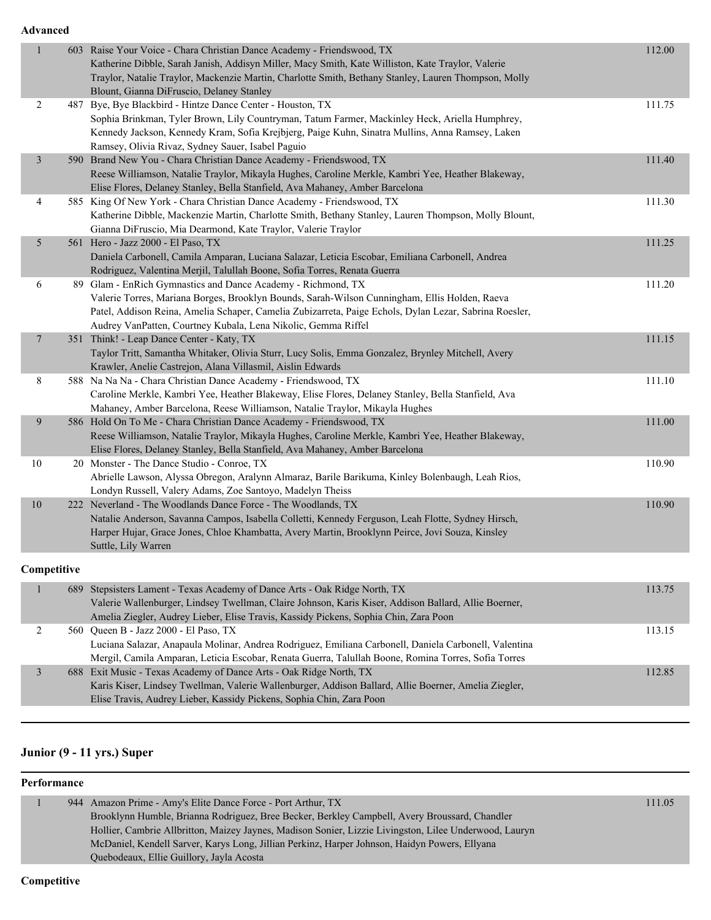**Advanced**

| Place | # | Routine / Studio / Dancers | Score |
|---|---|---|---|
| 1 | 603 | Raise Your Voice - Chara Christian Dance Academy - Friendswood, TX<br>Katherine Dibble, Sarah Janish, Addisyn Miller, Macy Smith, Kate Williston, Kate Traylor, Valerie Traylor, Natalie Traylor, Mackenzie Martin, Charlotte Smith, Bethany Stanley, Lauren Thompson, Molly Blount, Gianna DiFruscio, Delaney Stanley | 112.00 |
| 2 | 487 | Bye, Bye Blackbird - Hintze Dance Center - Houston, TX<br>Sophia Brinkman, Tyler Brown, Lily Countryman, Tatum Farmer, Mackinley Heck, Ariella Humphrey, Kennedy Jackson, Kennedy Kram, Sofia Krejbjerg, Paige Kuhn, Sinatra Mullins, Anna Ramsey, Laken Ramsey, Olivia Rivaz, Sydney Sauer, Isabel Paguio | 111.75 |
| 3 | 590 | Brand New You - Chara Christian Dance Academy - Friendswood, TX<br>Reese Williamson, Natalie Traylor, Mikayla Hughes, Caroline Merkle, Kambri Yee, Heather Blakeway, Elise Flores, Delaney Stanley, Bella Stanfield, Ava Mahaney, Amber Barcelona | 111.40 |
| 4 | 585 | King Of New York - Chara Christian Dance Academy - Friendswood, TX<br>Katherine Dibble, Mackenzie Martin, Charlotte Smith, Bethany Stanley, Lauren Thompson, Molly Blount, Gianna DiFruscio, Mia Dearmond, Kate Traylor, Valerie Traylor | 111.30 |
| 5 | 561 | Hero - Jazz 2000 - El Paso, TX<br>Daniela Carbonell, Camila Amparan, Luciana Salazar, Leticia Escobar, Emiliana Carbonell, Andrea Rodriguez, Valentina Merjil, Talullah Boone, Sofia Torres, Renata Guerra | 111.25 |
| 6 | 89 | Glam - EnRich Gymnastics and Dance Academy - Richmond, TX<br>Valerie Torres, Mariana Borges, Brooklyn Bounds, Sarah-Wilson Cunningham, Ellis Holden, Raeva Patel, Addison Reina, Amelia Schaper, Camelia Zubizarreta, Paige Echols, Dylan Lezar, Sabrina Roesler, Audrey VanPatten, Courtney Kubala, Lena Nikolic, Gemma Riffel | 111.20 |
| 7 | 351 | Think! - Leap Dance Center - Katy, TX<br>Taylor Tritt, Samantha Whitaker, Olivia Sturr, Lucy Solis, Emma Gonzalez, Brynley Mitchell, Avery Krawler, Anelie Castrejon, Alana Villasmil, Aislin Edwards | 111.15 |
| 8 | 588 | Na Na Na - Chara Christian Dance Academy - Friendswood, TX<br>Caroline Merkle, Kambri Yee, Heather Blakeway, Elise Flores, Delaney Stanley, Bella Stanfield, Ava Mahaney, Amber Barcelona, Reese Williamson, Natalie Traylor, Mikayla Hughes | 111.10 |
| 9 | 586 | Hold On To Me - Chara Christian Dance Academy - Friendswood, TX<br>Reese Williamson, Natalie Traylor, Mikayla Hughes, Caroline Merkle, Kambri Yee, Heather Blakeway, Elise Flores, Delaney Stanley, Bella Stanfield, Ava Mahaney, Amber Barcelona | 111.00 |
| 10 | 20 | Monster - The Dance Studio - Conroe, TX<br>Abrielle Lawson, Alyssa Obregon, Aralynn Almaraz, Barile Barikuma, Kinley Bolenbaugh, Leah Rios, Londyn Russell, Valery Adams, Zoe Santoyo, Madelyn Theiss | 110.90 |
| 10 | 222 | Neverland - The Woodlands Dance Force - The Woodlands, TX<br>Natalie Anderson, Savanna Campos, Isabella Colletti, Kennedy Ferguson, Leah Flotte, Sydney Hirsch, Harper Hujar, Grace Jones, Chloe Khambatta, Avery Martin, Brooklynn Peirce, Jovi Souza, Kinsley Suttle, Lily Warren | 110.90 |

**Competitive**

| Place | # | Routine / Studio / Dancers | Score |
|---|---|---|---|
| 1 | 689 | Stepsisters Lament - Texas Academy of Dance Arts - Oak Ridge North, TX<br>Valerie Wallenburger, Lindsey Twellman, Claire Johnson, Karis Kiser, Addison Ballard, Allie Boerner, Amelia Ziegler, Audrey Lieber, Elise Travis, Kassidy Pickens, Sophia Chin, Zara Poon | 113.75 |
| 2 | 560 | Queen B - Jazz 2000 - El Paso, TX<br>Luciana Salazar, Anapaula Molinar, Andrea Rodriguez, Emiliana Carbonell, Daniela Carbonell, Valentina Mergil, Camila Amparan, Leticia Escobar, Renata Guerra, Talullah Boone, Romina Torres, Sofia Torres | 113.15 |
| 3 | 688 | Exit Music - Texas Academy of Dance Arts - Oak Ridge North, TX<br>Karis Kiser, Lindsey Twellman, Valerie Wallenburger, Addison Ballard, Allie Boerner, Amelia Ziegler, Elise Travis, Audrey Lieber, Kassidy Pickens, Sophia Chin, Zara Poon | 112.85 |

## Junior (9 - 11 yrs.) Super

**Performance**

| Place | # | Routine / Studio / Dancers | Score |
|---|---|---|---|
| 1 | 944 | Amazon Prime - Amy's Elite Dance Force - Port Arthur, TX<br>Brooklynn Humble, Brianna Rodriguez, Bree Becker, Berkley Campbell, Avery Broussard, Chandler Hollier, Cambrie Allbritton, Maizey Jaynes, Madison Sonier, Lizzie Livingston, Lilee Underwood, Lauryn McDaniel, Kendell Sarver, Karys Long, Jillian Perkinz, Harper Johnson, Haidyn Powers, Ellyana Quebodeaux, Ellie Guillory, Jayla Acosta | 111.05 |

**Competitive**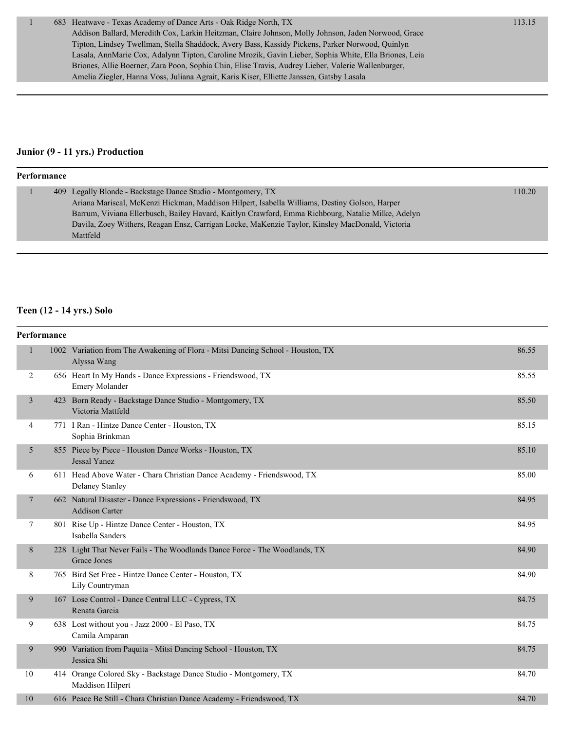| | | | |
|---|---|---|---|
| 1 | 683 | Heatwave - Texas Academy of Dance Arts - Oak Ridge North, TX<br>Addison Ballard, Meredith Cox, Larkin Heitzman, Claire Johnson, Molly Johnson, Jaden Norwood, Grace Tipton, Lindsey Twellman, Stella Shaddock, Avery Bass, Kassidy Pickens, Parker Norwood, Quinlyn Lasala, AnnMarie Cox, Adalynn Tipton, Caroline Mrozik, Gavin Lieber, Sophia White, Ella Briones, Leia Briones, Allie Boerner, Zara Poon, Sophia Chin, Elise Travis, Audrey Lieber, Valerie Wallenburger, Amelia Ziegler, Hanna Voss, Juliana Agrait, Karis Kiser, Elliette Janssen, Gatsby Lasala | 113.15 |

## Junior (9 - 11 yrs.) Production

**Performance**

| | | | |
|---|---|---|---|
| 1 | 409 | Legally Blonde - Backstage Dance Studio - Montgomery, TX<br>Ariana Mariscal, McKenzi Hickman, Maddison Hilpert, Isabella Williams, Destiny Golson, Harper Barrum, Viviana Ellerbusch, Bailey Havard, Kaitlyn Crawford, Emma Richbourg, Natalie Milke, Adelyn Davila, Zoey Withers, Reagan Ensz, Carrigan Locke, MaKenzie Taylor, Kinsley MacDonald, Victoria Mattfeld | 110.20 |

## Teen (12 - 14 yrs.) Solo

**Performance**

| | | | |
|---|---|---|---|
| 1 | 1002 | Variation from The Awakening of Flora - Mitsi Dancing School - Houston, TX<br>Alyssa Wang | 86.55 |
| 2 | 656 | Heart In My Hands - Dance Expressions - Friendswood, TX<br>Emery Molander | 85.55 |
| 3 | 423 | Born Ready - Backstage Dance Studio - Montgomery, TX<br>Victoria Mattfeld | 85.50 |
| 4 | 771 | I Ran - Hintze Dance Center - Houston, TX<br>Sophia Brinkman | 85.15 |
| 5 | 855 | Piece by Piece - Houston Dance Works - Houston, TX<br>Jessal Yanez | 85.10 |
| 6 | 611 | Head Above Water - Chara Christian Dance Academy - Friendswood, TX<br>Delaney Stanley | 85.00 |
| 7 | 662 | Natural Disaster - Dance Expressions - Friendswood, TX<br>Addison Carter | 84.95 |
| 7 | 801 | Rise Up - Hintze Dance Center - Houston, TX<br>Isabella Sanders | 84.95 |
| 8 | 228 | Light That Never Fails - The Woodlands Dance Force - The Woodlands, TX<br>Grace Jones | 84.90 |
| 8 | 765 | Bird Set Free - Hintze Dance Center - Houston, TX<br>Lily Countryman | 84.90 |
| 9 | 167 | Lose Control - Dance Central LLC - Cypress, TX<br>Renata Garcia | 84.75 |
| 9 | 638 | Lost without you - Jazz 2000 - El Paso, TX<br>Camila Amparan | 84.75 |
| 9 | 990 | Variation from Paquita - Mitsi Dancing School - Houston, TX<br>Jessica Shi | 84.75 |
| 10 | 414 | Orange Colored Sky - Backstage Dance Studio - Montgomery, TX<br>Maddison Hilpert | 84.70 |
| 10 | 616 | Peace Be Still - Chara Christian Dance Academy - Friendswood, TX | 84.70 |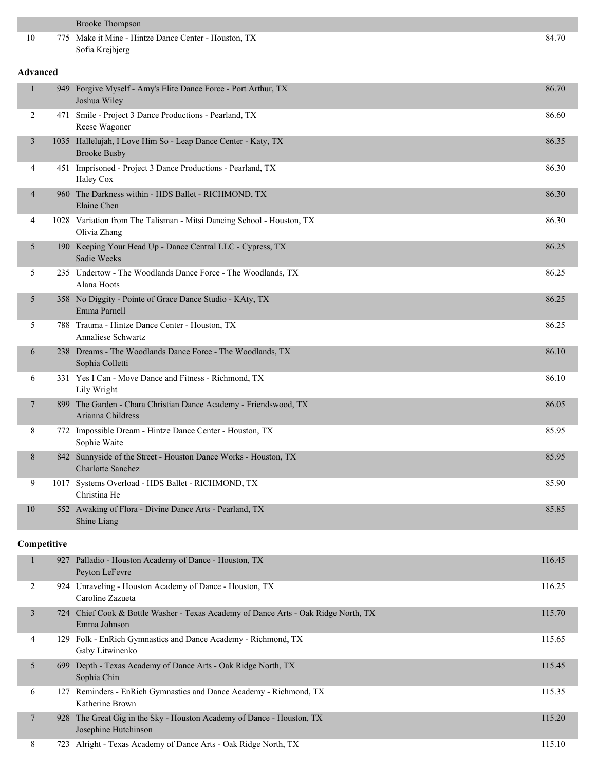| | | | |
|---|---|---|---|
| | | Brooke Thompson | |
| 10 | 775 | Make it Mine - Hintze Dance Center - Houston, TX<br>Sofia Krejbjerg | 84.70 |

**Advanced**

| | | | |
|---|---|---|---|
| 1 | 949 | Forgive Myself - Amy's Elite Dance Force - Port Arthur, TX<br>Joshua Wiley | 86.70 |
| 2 | 471 | Smile - Project 3 Dance Productions - Pearland, TX<br>Reese Wagoner | 86.60 |
| 3 | 1035 | Hallelujah, I Love Him So - Leap Dance Center - Katy, TX<br>Brooke Busby | 86.35 |
| 4 | 451 | Imprisoned - Project 3 Dance Productions - Pearland, TX<br>Haley Cox | 86.30 |
| 4 | 960 | The Darkness within - HDS Ballet - RICHMOND, TX<br>Elaine Chen | 86.30 |
| 4 | 1028 | Variation from The Talisman - Mitsi Dancing School - Houston, TX<br>Olivia Zhang | 86.30 |
| 5 | 190 | Keeping Your Head Up - Dance Central LLC - Cypress, TX<br>Sadie Weeks | 86.25 |
| 5 | 235 | Undertow - The Woodlands Dance Force - The Woodlands, TX<br>Alana Hoots | 86.25 |
| 5 | 358 | No Diggity - Pointe of Grace Dance Studio - KAty, TX<br>Emma Parnell | 86.25 |
| 5 | 788 | Trauma - Hintze Dance Center - Houston, TX<br>Annaliese Schwartz | 86.25 |
| 6 | 238 | Dreams - The Woodlands Dance Force - The Woodlands, TX<br>Sophia Colletti | 86.10 |
| 6 | 331 | Yes I Can - Move Dance and Fitness - Richmond, TX<br>Lily Wright | 86.10 |
| 7 | 899 | The Garden - Chara Christian Dance Academy - Friendswood, TX<br>Arianna Childress | 86.05 |
| 8 | 772 | Impossible Dream - Hintze Dance Center - Houston, TX<br>Sophie Waite | 85.95 |
| 8 | 842 | Sunnyside of the Street - Houston Dance Works - Houston, TX<br>Charlotte Sanchez | 85.95 |
| 9 | 1017 | Systems Overload - HDS Ballet - RICHMOND, TX<br>Christina He | 85.90 |
| 10 | 552 | Awaking of Flora - Divine Dance Arts - Pearland, TX<br>Shine Liang | 85.85 |

**Competitive**

| | | | |
|---|---|---|---|
| 1 | 927 | Palladio - Houston Academy of Dance - Houston, TX<br>Peyton LeFevre | 116.45 |
| 2 | 924 | Unraveling - Houston Academy of Dance - Houston, TX<br>Caroline Zazueta | 116.25 |
| 3 | 724 | Chief Cook & Bottle Washer - Texas Academy of Dance Arts - Oak Ridge North, TX<br>Emma Johnson | 115.70 |
| 4 | 129 | Folk - EnRich Gymnastics and Dance Academy - Richmond, TX<br>Gaby Litwinenko | 115.65 |
| 5 | 699 | Depth - Texas Academy of Dance Arts - Oak Ridge North, TX<br>Sophia Chin | 115.45 |
| 6 | 127 | Reminders - EnRich Gymnastics and Dance Academy - Richmond, TX<br>Katherine Brown | 115.35 |
| 7 | 928 | The Great Gig in the Sky - Houston Academy of Dance - Houston, TX<br>Josephine Hutchinson | 115.20 |
| 8 | 723 | Alright - Texas Academy of Dance Arts - Oak Ridge North, TX | 115.10 |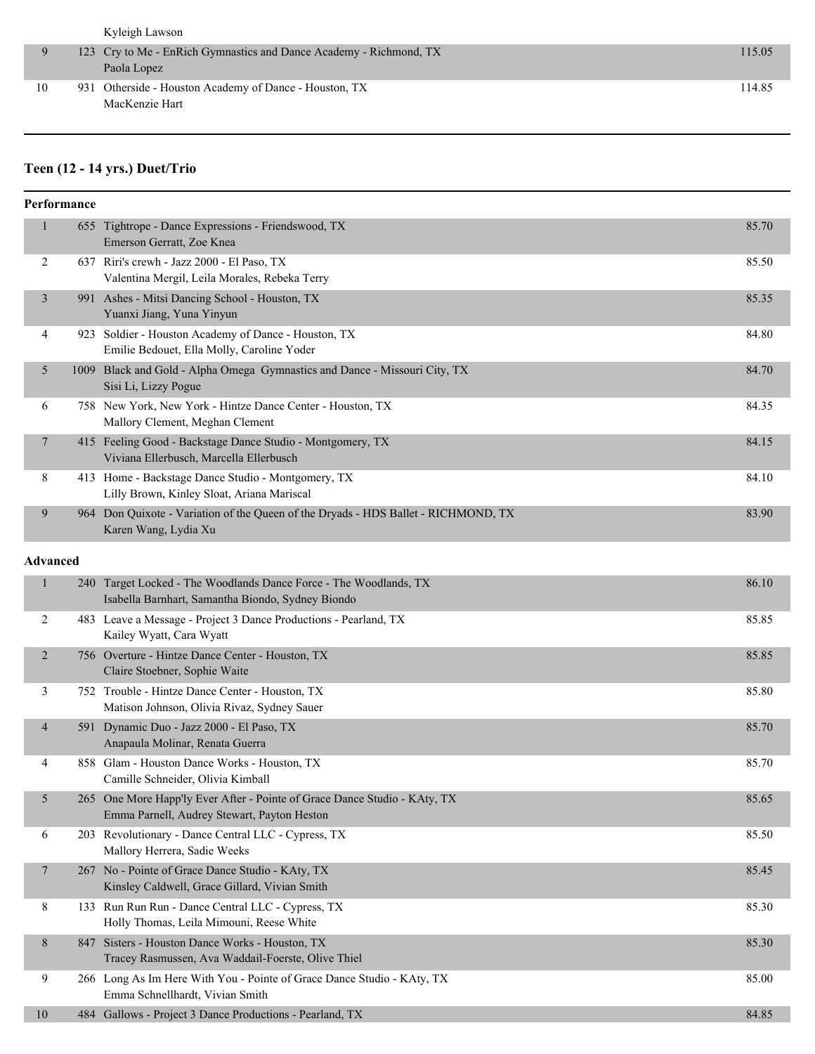| | | | |
|---|---|---|---|
| | | Kyleigh Lawson | |
| 9 | 123 | Cry to Me - EnRich Gymnastics and Dance Academy - Richmond, TX<br>Paola Lopez | 115.05 |
| 10 | 931 | Otherside - Houston Academy of Dance - Houston, TX<br>MacKenzie Hart | 114.85 |

## Teen (12 - 14 yrs.) Duet/Trio

### Performance

| Place | No. | Entry | Score |
|---|---|---|---|
| 1 | 655 | Tightrope - Dance Expressions - Friendswood, TX<br>Emerson Gerratt, Zoe Knea | 85.70 |
| 2 | 637 | Riri's crewh - Jazz 2000 - El Paso, TX<br>Valentina Mergil, Leila Morales, Rebeka Terry | 85.50 |
| 3 | 991 | Ashes - Mitsi Dancing School - Houston, TX<br>Yuanxi Jiang, Yuna Yinyun | 85.35 |
| 4 | 923 | Soldier - Houston Academy of Dance - Houston, TX<br>Emilie Bedouet, Ella Molly, Caroline Yoder | 84.80 |
| 5 | 1009 | Black and Gold - Alpha Omega Gymnastics and Dance - Missouri City, TX<br>Sisi Li, Lizzy Pogue | 84.70 |
| 6 | 758 | New York, New York - Hintze Dance Center - Houston, TX<br>Mallory Clement, Meghan Clement | 84.35 |
| 7 | 415 | Feeling Good - Backstage Dance Studio - Montgomery, TX<br>Viviana Ellerbusch, Marcella Ellerbusch | 84.15 |
| 8 | 413 | Home - Backstage Dance Studio - Montgomery, TX<br>Lilly Brown, Kinley Sloat, Ariana Mariscal | 84.10 |
| 9 | 964 | Don Quixote - Variation of the Queen of the Dryads - HDS Ballet - RICHMOND, TX<br>Karen Wang, Lydia Xu | 83.90 |

### Advanced

| Place | No. | Entry | Score |
|---|---|---|---|
| 1 | 240 | Target Locked - The Woodlands Dance Force - The Woodlands, TX<br>Isabella Barnhart, Samantha Biondo, Sydney Biondo | 86.10 |
| 2 | 483 | Leave a Message - Project 3 Dance Productions - Pearland, TX<br>Kailey Wyatt, Cara Wyatt | 85.85 |
| 2 | 756 | Overture - Hintze Dance Center - Houston, TX<br>Claire Stoebner, Sophie Waite | 85.85 |
| 3 | 752 | Trouble - Hintze Dance Center - Houston, TX<br>Matison Johnson, Olivia Rivaz, Sydney Sauer | 85.80 |
| 4 | 591 | Dynamic Duo - Jazz 2000 - El Paso, TX<br>Anapaula Molinar, Renata Guerra | 85.70 |
| 4 | 858 | Glam - Houston Dance Works - Houston, TX<br>Camille Schneider, Olivia Kimball | 85.70 |
| 5 | 265 | One More Happ'ly Ever After - Pointe of Grace Dance Studio - KAty, TX<br>Emma Parnell, Audrey Stewart, Payton Heston | 85.65 |
| 6 | 203 | Revolutionary - Dance Central LLC - Cypress, TX<br>Mallory Herrera, Sadie Weeks | 85.50 |
| 7 | 267 | No - Pointe of Grace Dance Studio - KAty, TX<br>Kinsley Caldwell, Grace Gillard, Vivian Smith | 85.45 |
| 8 | 133 | Run Run Run - Dance Central LLC - Cypress, TX<br>Holly Thomas, Leila Mimouni, Reese White | 85.30 |
| 8 | 847 | Sisters - Houston Dance Works - Houston, TX<br>Tracey Rasmussen, Ava Waddail-Foerste, Olive Thiel | 85.30 |
| 9 | 266 | Long As Im Here With You - Pointe of Grace Dance Studio - KAty, TX<br>Emma Schnellhardt, Vivian Smith | 85.00 |
| 10 | 484 | Gallows - Project 3 Dance Productions - Pearland, TX | 84.85 |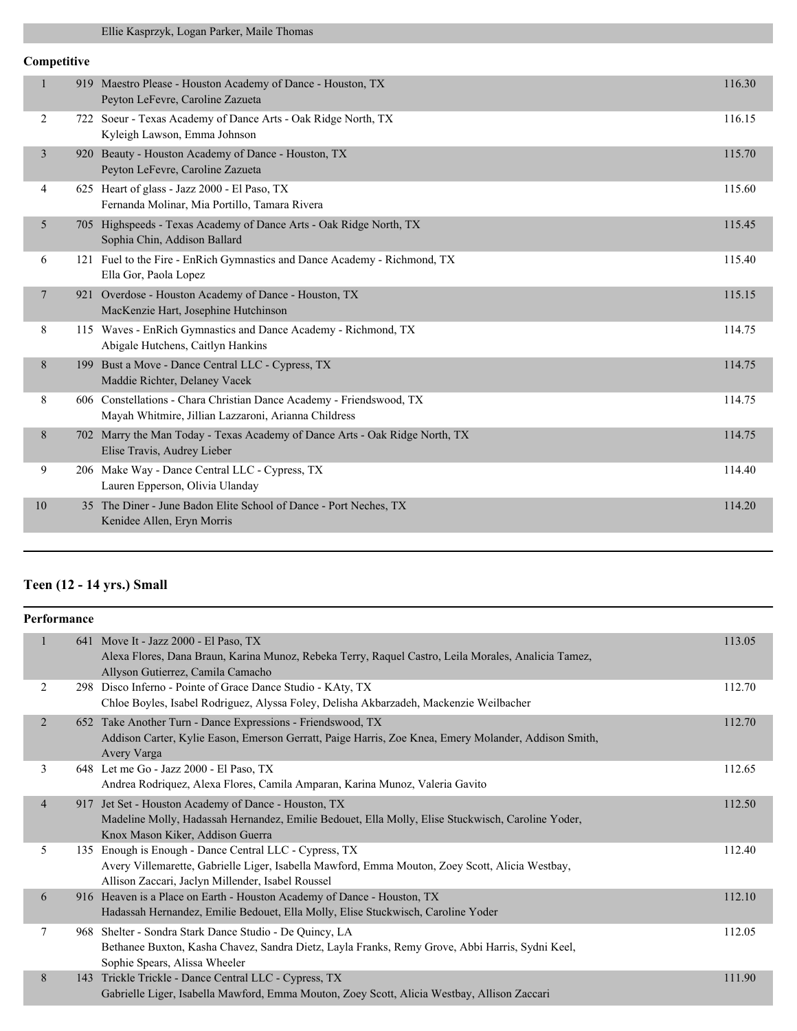Ellie Kasprzyk, Logan Parker, Maile Thomas

**Competitive**

| Place | No. | Entry | Score |
|---|---|---|---|
| 1 | 919 | Maestro Please - Houston Academy of Dance - Houston, TX<br>Peyton LeFevre, Caroline Zazueta | 116.30 |
| 2 | 722 | Soeur - Texas Academy of Dance Arts - Oak Ridge North, TX<br>Kyleigh Lawson, Emma Johnson | 116.15 |
| 3 | 920 | Beauty - Houston Academy of Dance - Houston, TX<br>Peyton LeFevre, Caroline Zazueta | 115.70 |
| 4 | 625 | Heart of glass - Jazz 2000 - El Paso, TX<br>Fernanda Molinar, Mia Portillo, Tamara Rivera | 115.60 |
| 5 | 705 | Highspeeds - Texas Academy of Dance Arts - Oak Ridge North, TX<br>Sophia Chin, Addison Ballard | 115.45 |
| 6 | 121 | Fuel to the Fire - EnRich Gymnastics and Dance Academy - Richmond, TX<br>Ella Gor, Paola Lopez | 115.40 |
| 7 | 921 | Overdose - Houston Academy of Dance - Houston, TX<br>MacKenzie Hart, Josephine Hutchinson | 115.15 |
| 8 | 115 | Waves - EnRich Gymnastics and Dance Academy - Richmond, TX<br>Abigale Hutchens, Caitlyn Hankins | 114.75 |
| 8 | 199 | Bust a Move - Dance Central LLC - Cypress, TX<br>Maddie Richter, Delaney Vacek | 114.75 |
| 8 | 606 | Constellations - Chara Christian Dance Academy - Friendswood, TX<br>Mayah Whitmire, Jillian Lazzaroni, Arianna Childress | 114.75 |
| 8 | 702 | Marry the Man Today - Texas Academy of Dance Arts - Oak Ridge North, TX<br>Elise Travis, Audrey Lieber | 114.75 |
| 9 | 206 | Make Way - Dance Central LLC - Cypress, TX<br>Lauren Epperson, Olivia Ulanday | 114.40 |
| 10 | 35 | The Diner - June Badon Elite School of Dance - Port Neches, TX<br>Kenidee Allen, Eryn Morris | 114.20 |

## Teen (12 - 14 yrs.) Small

**Performance**

| Place | No. | Entry | Score |
|---|---|---|---|
| 1 | 641 | Move It - Jazz 2000 - El Paso, TX<br>Alexa Flores, Dana Braun, Karina Munoz, Rebeka Terry, Raquel Castro, Leila Morales, Analicia Tamez, Allyson Gutierrez, Camila Camacho | 113.05 |
| 2 | 298 | Disco Inferno - Pointe of Grace Dance Studio - KAty, TX<br>Chloe Boyles, Isabel Rodriguez, Alyssa Foley, Delisha Akbarzadeh, Mackenzie Weilbacher | 112.70 |
| 2 | 652 | Take Another Turn - Dance Expressions - Friendswood, TX<br>Addison Carter, Kylie Eason, Emerson Gerratt, Paige Harris, Zoe Knea, Emery Molander, Addison Smith, Avery Varga | 112.70 |
| 3 | 648 | Let me Go - Jazz 2000 - El Paso, TX<br>Andrea Rodriquez, Alexa Flores, Camila Amparan, Karina Munoz, Valeria Gavito | 112.65 |
| 4 | 917 | Jet Set - Houston Academy of Dance - Houston, TX<br>Madeline Molly, Hadassah Hernandez, Emilie Bedouet, Ella Molly, Elise Stuckwisch, Caroline Yoder, Knox Mason Kiker, Addison Guerra | 112.50 |
| 5 | 135 | Enough is Enough - Dance Central LLC - Cypress, TX<br>Avery Villemarette, Gabrielle Liger, Isabella Mawford, Emma Mouton, Zoey Scott, Alicia Westbay, Allison Zaccari, Jaclyn Millender, Isabel Roussel | 112.40 |
| 6 | 916 | Heaven is a Place on Earth - Houston Academy of Dance - Houston, TX<br>Hadassah Hernandez, Emilie Bedouet, Ella Molly, Elise Stuckwisch, Caroline Yoder | 112.10 |
| 7 | 968 | Shelter - Sondra Stark Dance Studio - De Quincy, LA<br>Bethanee Buxton, Kasha Chavez, Sandra Dietz, Layla Franks, Remy Grove, Abbi Harris, Sydni Keel, Sophie Spears, Alissa Wheeler | 112.05 |
| 8 | 143 | Trickle Trickle - Dance Central LLC - Cypress, TX<br>Gabrielle Liger, Isabella Mawford, Emma Mouton, Zoey Scott, Alicia Westbay, Allison Zaccari | 111.90 |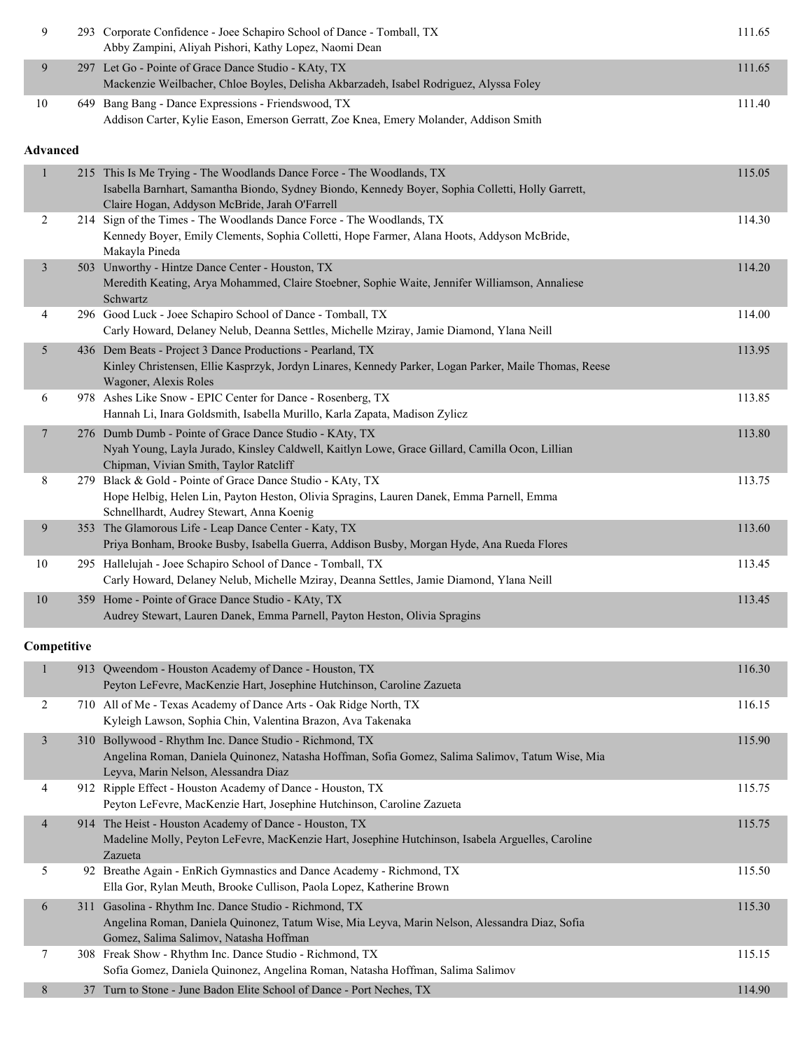| Place | No. | Routine / Studio / Dancers | Score |
|---|---|---|---|
| 9 | 293 | Corporate Confidence - Joee Schapiro School of Dance - Tomball, TX<br>Abby Zampini, Aliyah Pishori, Kathy Lopez, Naomi Dean | 111.65 |
| 9 | 297 | Let Go - Pointe of Grace Dance Studio - KAty, TX<br>Mackenzie Weilbacher, Chloe Boyles, Delisha Akbarzadeh, Isabel Rodriguez, Alyssa Foley | 111.65 |
| 10 | 649 | Bang Bang - Dance Expressions - Friendswood, TX<br>Addison Carter, Kylie Eason, Emerson Gerratt, Zoe Knea, Emery Molander, Addison Smith | 111.40 |

**Advanced**

| Place | No. | Routine / Studio / Dancers | Score |
|---|---|---|---|
| 1 | 215 | This Is Me Trying - The Woodlands Dance Force - The Woodlands, TX<br>Isabella Barnhart, Samantha Biondo, Sydney Biondo, Kennedy Boyer, Sophia Colletti, Holly Garrett, Claire Hogan, Addyson McBride, Jarah O'Farrell | 115.05 |
| 2 | 214 | Sign of the Times - The Woodlands Dance Force - The Woodlands, TX<br>Kennedy Boyer, Emily Clements, Sophia Colletti, Hope Farmer, Alana Hoots, Addyson McBride, Makayla Pineda | 114.30 |
| 3 | 503 | Unworthy - Hintze Dance Center - Houston, TX<br>Meredith Keating, Arya Mohammed, Claire Stoebner, Sophie Waite, Jennifer Williamson, Annaliese Schwartz | 114.20 |
| 4 | 296 | Good Luck - Joee Schapiro School of Dance - Tomball, TX<br>Carly Howard, Delaney Nelub, Deanna Settles, Michelle Mziray, Jamie Diamond, Ylana Neill | 114.00 |
| 5 | 436 | Dem Beats - Project 3 Dance Productions - Pearland, TX<br>Kinley Christensen, Ellie Kasprzyk, Jordyn Linares, Kennedy Parker, Logan Parker, Maile Thomas, Reese Wagoner, Alexis Roles | 113.95 |
| 6 | 978 | Ashes Like Snow - EPIC Center for Dance - Rosenberg, TX<br>Hannah Li, Inara Goldsmith, Isabella Murillo, Karla Zapata, Madison Zylicz | 113.85 |
| 7 | 276 | Dumb Dumb - Pointe of Grace Dance Studio - KAty, TX<br>Nyah Young, Layla Jurado, Kinsley Caldwell, Kaitlyn Lowe, Grace Gillard, Camilla Ocon, Lillian Chipman, Vivian Smith, Taylor Ratcliff | 113.80 |
| 8 | 279 | Black & Gold - Pointe of Grace Dance Studio - KAty, TX<br>Hope Helbig, Helen Lin, Payton Heston, Olivia Spragins, Lauren Danek, Emma Parnell, Emma Schnellhardt, Audrey Stewart, Anna Koenig | 113.75 |
| 9 | 353 | The Glamorous Life - Leap Dance Center - Katy, TX<br>Priya Bonham, Brooke Busby, Isabella Guerra, Addison Busby, Morgan Hyde, Ana Rueda Flores | 113.60 |
| 10 | 295 | Hallelujah - Joee Schapiro School of Dance - Tomball, TX<br>Carly Howard, Delaney Nelub, Michelle Mziray, Deanna Settles, Jamie Diamond, Ylana Neill | 113.45 |
| 10 | 359 | Home - Pointe of Grace Dance Studio - KAty, TX<br>Audrey Stewart, Lauren Danek, Emma Parnell, Payton Heston, Olivia Spragins | 113.45 |

**Competitive**

| Place | No. | Routine / Studio / Dancers | Score |
|---|---|---|---|
| 1 | 913 | Qweendom - Houston Academy of Dance - Houston, TX<br>Peyton LeFevre, MacKenzie Hart, Josephine Hutchinson, Caroline Zazueta | 116.30 |
| 2 | 710 | All of Me - Texas Academy of Dance Arts - Oak Ridge North, TX<br>Kyleigh Lawson, Sophia Chin, Valentina Brazon, Ava Takenaka | 116.15 |
| 3 | 310 | Bollywood - Rhythm Inc. Dance Studio - Richmond, TX<br>Angelina Roman, Daniela Quinonez, Natasha Hoffman, Sofia Gomez, Salima Salimov, Tatum Wise, Mia Leyva, Marin Nelson, Alessandra Diaz | 115.90 |
| 4 | 912 | Ripple Effect - Houston Academy of Dance - Houston, TX<br>Peyton LeFevre, MacKenzie Hart, Josephine Hutchinson, Caroline Zazueta | 115.75 |
| 4 | 914 | The Heist - Houston Academy of Dance - Houston, TX<br>Madeline Molly, Peyton LeFevre, MacKenzie Hart, Josephine Hutchinson, Isabela Arguelles, Caroline Zazueta | 115.75 |
| 5 | 92 | Breathe Again - EnRich Gymnastics and Dance Academy - Richmond, TX<br>Ella Gor, Rylan Meuth, Brooke Cullison, Paola Lopez, Katherine Brown | 115.50 |
| 6 | 311 | Gasolina - Rhythm Inc. Dance Studio - Richmond, TX<br>Angelina Roman, Daniela Quinonez, Tatum Wise, Mia Leyva, Marin Nelson, Alessandra Diaz, Sofia Gomez, Salima Salimov, Natasha Hoffman | 115.30 |
| 7 | 308 | Freak Show - Rhythm Inc. Dance Studio - Richmond, TX<br>Sofia Gomez, Daniela Quinonez, Angelina Roman, Natasha Hoffman, Salima Salimov | 115.15 |
| 8 | 37 | Turn to Stone - June Badon Elite School of Dance - Port Neches, TX | 114.90 |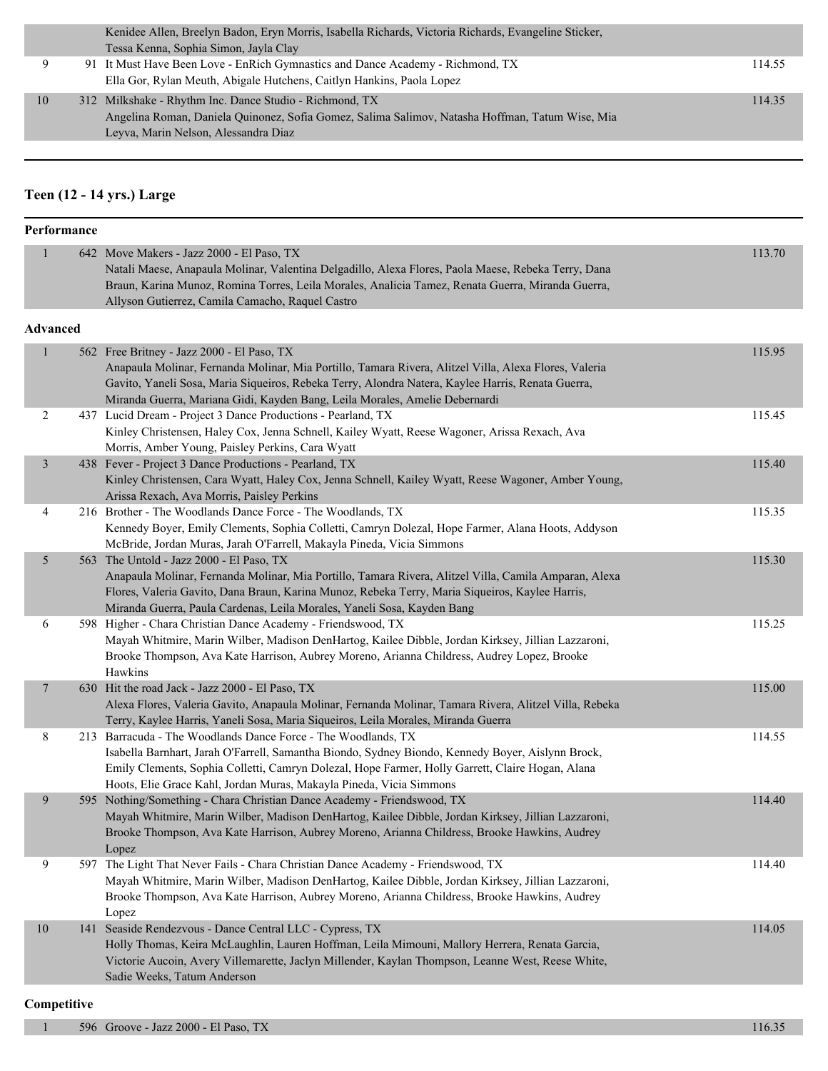| | | | |
|---|---|---|---|
| | | Kenidee Allen, Breelyn Badon, Eryn Morris, Isabella Richards, Victoria Richards, Evangeline Sticker, Tessa Kenna, Sophia Simon, Jayla Clay | |
| 9 | 91 | It Must Have Been Love - EnRich Gymnastics and Dance Academy - Richmond, TX<br>Ella Gor, Rylan Meuth, Abigale Hutchens, Caitlyn Hankins, Paola Lopez | 114.55 |
| 10 | 312 | Milkshake - Rhythm Inc. Dance Studio - Richmond, TX<br>Angelina Roman, Daniela Quinonez, Sofia Gomez, Salima Salimov, Natasha Hoffman, Tatum Wise, Mia Leyva, Marin Nelson, Alessandra Diaz | 114.35 |

## Teen (12 - 14 yrs.) Large

### Performance

| | | | |
|---|---|---|---|
| 1 | 642 | Move Makers - Jazz 2000 - El Paso, TX<br>Natali Maese, Anapaula Molinar, Valentina Delgadillo, Alexa Flores, Paola Maese, Rebeka Terry, Dana Braun, Karina Munoz, Romina Torres, Leila Morales, Analicia Tamez, Renata Guerra, Miranda Guerra, Allyson Gutierrez, Camila Camacho, Raquel Castro | 113.70 |

### Advanced

| | | | |
|---|---|---|---|
| 1 | 562 | Free Britney - Jazz 2000 - El Paso, TX<br>Anapaula Molinar, Fernanda Molinar, Mia Portillo, Tamara Rivera, Alitzel Villa, Alexa Flores, Valeria Gavito, Yaneli Sosa, Maria Siqueiros, Rebeka Terry, Alondra Natera, Kaylee Harris, Renata Guerra, Miranda Guerra, Mariana Gidi, Kayden Bang, Leila Morales, Amelie Debernardi | 115.95 |
| 2 | 437 | Lucid Dream - Project 3 Dance Productions - Pearland, TX<br>Kinley Christensen, Haley Cox, Jenna Schnell, Kailey Wyatt, Reese Wagoner, Arissa Rexach, Ava Morris, Amber Young, Paisley Perkins, Cara Wyatt | 115.45 |
| 3 | 438 | Fever - Project 3 Dance Productions - Pearland, TX<br>Kinley Christensen, Cara Wyatt, Haley Cox, Jenna Schnell, Kailey Wyatt, Reese Wagoner, Amber Young, Arissa Rexach, Ava Morris, Paisley Perkins | 115.40 |
| 4 | 216 | Brother - The Woodlands Dance Force - The Woodlands, TX<br>Kennedy Boyer, Emily Clements, Sophia Colletti, Camryn Dolezal, Hope Farmer, Alana Hoots, Addyson McBride, Jordan Muras, Jarah O'Farrell, Makayla Pineda, Vicia Simmons | 115.35 |
| 5 | 563 | The Untold - Jazz 2000 - El Paso, TX<br>Anapaula Molinar, Fernanda Molinar, Mia Portillo, Tamara Rivera, Alitzel Villa, Camila Amparan, Alexa Flores, Valeria Gavito, Dana Braun, Karina Munoz, Rebeka Terry, Maria Siqueiros, Kaylee Harris, Miranda Guerra, Paula Cardenas, Leila Morales, Yaneli Sosa, Kayden Bang | 115.30 |
| 6 | 598 | Higher - Chara Christian Dance Academy - Friendswood, TX<br>Mayah Whitmire, Marin Wilber, Madison DenHartog, Kailee Dibble, Jordan Kirksey, Jillian Lazzaroni, Brooke Thompson, Ava Kate Harrison, Aubrey Moreno, Arianna Childress, Audrey Lopez, Brooke Hawkins | 115.25 |
| 7 | 630 | Hit the road Jack - Jazz 2000 - El Paso, TX<br>Alexa Flores, Valeria Gavito, Anapaula Molinar, Fernanda Molinar, Tamara Rivera, Alitzel Villa, Rebeka Terry, Kaylee Harris, Yaneli Sosa, Maria Siqueiros, Leila Morales, Miranda Guerra | 115.00 |
| 8 | 213 | Barracuda - The Woodlands Dance Force - The Woodlands, TX<br>Isabella Barnhart, Jarah O'Farrell, Samantha Biondo, Sydney Biondo, Kennedy Boyer, Aislynn Brock, Emily Clements, Sophia Colletti, Camryn Dolezal, Hope Farmer, Holly Garrett, Claire Hogan, Alana Hoots, Elie Grace Kahl, Jordan Muras, Makayla Pineda, Vicia Simmons | 114.55 |
| 9 | 595 | Nothing/Something - Chara Christian Dance Academy - Friendswood, TX<br>Mayah Whitmire, Marin Wilber, Madison DenHartog, Kailee Dibble, Jordan Kirksey, Jillian Lazzaroni, Brooke Thompson, Ava Kate Harrison, Aubrey Moreno, Arianna Childress, Brooke Hawkins, Audrey Lopez | 114.40 |
| 9 | 597 | The Light That Never Fails - Chara Christian Dance Academy - Friendswood, TX<br>Mayah Whitmire, Marin Wilber, Madison DenHartog, Kailee Dibble, Jordan Kirksey, Jillian Lazzaroni, Brooke Thompson, Ava Kate Harrison, Aubrey Moreno, Arianna Childress, Brooke Hawkins, Audrey Lopez | 114.40 |
| 10 | 141 | Seaside Rendezvous - Dance Central LLC - Cypress, TX<br>Holly Thomas, Keira McLaughlin, Lauren Hoffman, Leila Mimouni, Mallory Herrera, Renata Garcia, Victorie Aucoin, Avery Villemarette, Jaclyn Millender, Kaylan Thompson, Leanne West, Reese White, Sadie Weeks, Tatum Anderson | 114.05 |

### Competitive

| | | | |
|---|---|---|---|
| 1 | 596 | Groove - Jazz 2000 - El Paso, TX | 116.35 |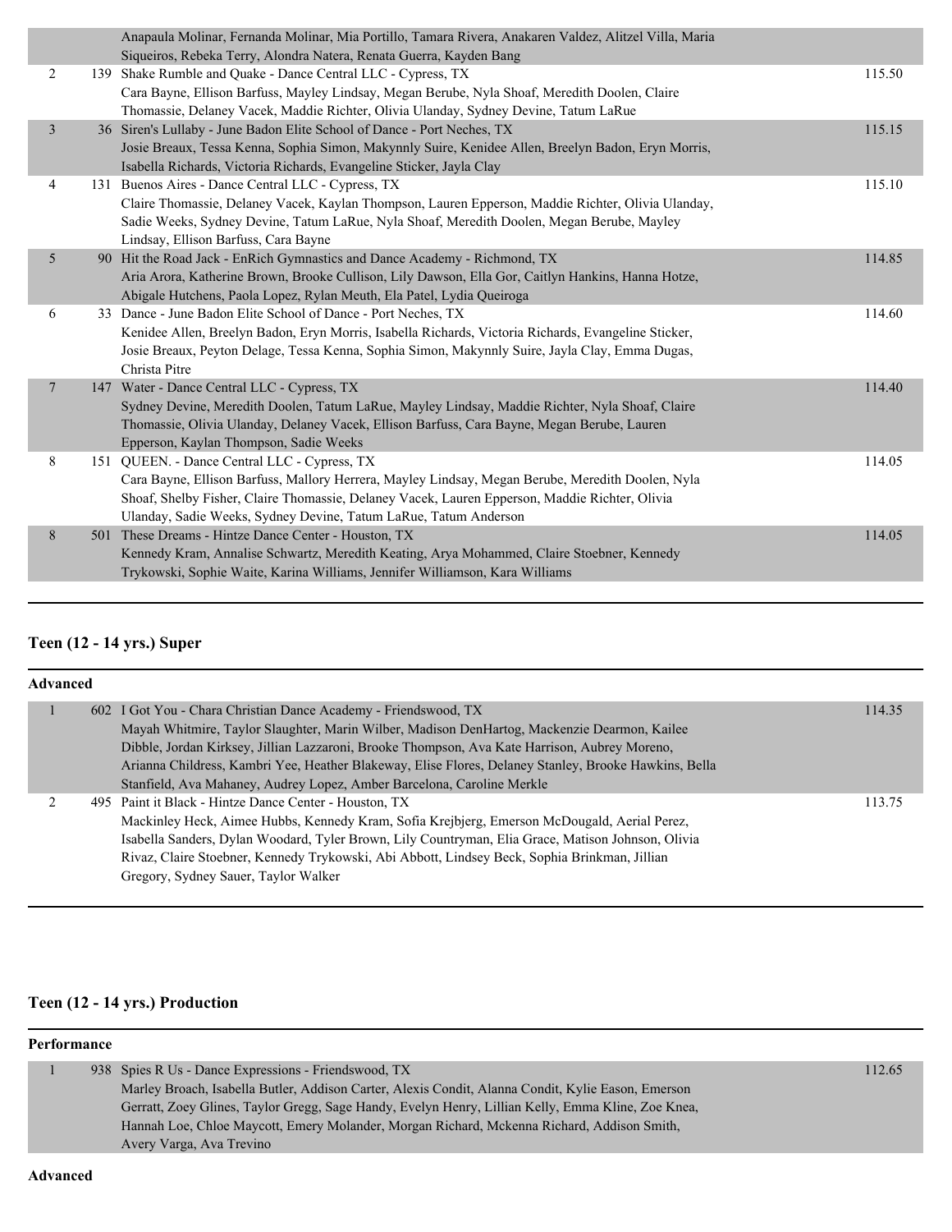| | | | |
|---|---|---|---|
| | | Anapaula Molinar, Fernanda Molinar, Mia Portillo, Tamara Rivera, Anakaren Valdez, Alitzel Villa, Maria Siqueiros, Rebeka Terry, Alondra Natera, Renata Guerra, Kayden Bang | |
| 2 | 139 | Shake Rumble and Quake - Dance Central LLC - Cypress, TX<br>Cara Bayne, Ellison Barfuss, Mayley Lindsay, Megan Berube, Nyla Shoaf, Meredith Doolen, Claire Thomassie, Delaney Vacek, Maddie Richter, Olivia Ulanday, Sydney Devine, Tatum LaRue | 115.50 |
| 3 | 36 | Siren's Lullaby - June Badon Elite School of Dance - Port Neches, TX<br>Josie Breaux, Tessa Kenna, Sophia Simon, Makynnly Suire, Kenidee Allen, Breelyn Badon, Eryn Morris, Isabella Richards, Victoria Richards, Evangeline Sticker, Jayla Clay | 115.15 |
| 4 | 131 | Buenos Aires - Dance Central LLC - Cypress, TX<br>Claire Thomassie, Delaney Vacek, Kaylan Thompson, Lauren Epperson, Maddie Richter, Olivia Ulanday, Sadie Weeks, Sydney Devine, Tatum LaRue, Nyla Shoaf, Meredith Doolen, Megan Berube, Mayley Lindsay, Ellison Barfuss, Cara Bayne | 115.10 |
| 5 | 90 | Hit the Road Jack - EnRich Gymnastics and Dance Academy - Richmond, TX<br>Aria Arora, Katherine Brown, Brooke Cullison, Lily Dawson, Ella Gor, Caitlyn Hankins, Hanna Hotze, Abigale Hutchens, Paola Lopez, Rylan Meuth, Ela Patel, Lydia Queiroga | 114.85 |
| 6 | 33 | Dance - June Badon Elite School of Dance - Port Neches, TX<br>Kenidee Allen, Breelyn Badon, Eryn Morris, Isabella Richards, Victoria Richards, Evangeline Sticker, Josie Breaux, Peyton Delage, Tessa Kenna, Sophia Simon, Makynnly Suire, Jayla Clay, Emma Dugas, Christa Pitre | 114.60 |
| 7 | 147 | Water - Dance Central LLC - Cypress, TX<br>Sydney Devine, Meredith Doolen, Tatum LaRue, Mayley Lindsay, Maddie Richter, Nyla Shoaf, Claire Thomassie, Olivia Ulanday, Delaney Vacek, Ellison Barfuss, Cara Bayne, Megan Berube, Lauren Epperson, Kaylan Thompson, Sadie Weeks | 114.40 |
| 8 | 151 | QUEEN. - Dance Central LLC - Cypress, TX<br>Cara Bayne, Ellison Barfuss, Mallory Herrera, Mayley Lindsay, Megan Berube, Meredith Doolen, Nyla Shoaf, Shelby Fisher, Claire Thomassie, Delaney Vacek, Lauren Epperson, Maddie Richter, Olivia Ulanday, Sadie Weeks, Sydney Devine, Tatum LaRue, Tatum Anderson | 114.05 |
| 8 | 501 | These Dreams - Hintze Dance Center - Houston, TX<br>Kennedy Kram, Annalise Schwartz, Meredith Keating, Arya Mohammed, Claire Stoebner, Kennedy Trykowski, Sophie Waite, Karina Williams, Jennifer Williamson, Kara Williams | 114.05 |

## Teen (12 - 14 yrs.) Super

**Advanced**

| | | | |
|---|---|---|---|
| 1 | 602 | I Got You - Chara Christian Dance Academy - Friendswood, TX<br>Mayah Whitmire, Taylor Slaughter, Marin Wilber, Madison DenHartog, Mackenzie Dearmon, Kailee Dibble, Jordan Kirksey, Jillian Lazzaroni, Brooke Thompson, Ava Kate Harrison, Aubrey Moreno, Arianna Childress, Kambri Yee, Heather Blakeway, Elise Flores, Delaney Stanley, Brooke Hawkins, Bella Stanfield, Ava Mahaney, Audrey Lopez, Amber Barcelona, Caroline Merkle | 114.35 |
| 2 | 495 | Paint it Black - Hintze Dance Center - Houston, TX<br>Mackinley Heck, Aimee Hubbs, Kennedy Kram, Sofia Krejbjerg, Emerson McDougald, Aerial Perez, Isabella Sanders, Dylan Woodard, Tyler Brown, Lily Countryman, Elia Grace, Matison Johnson, Olivia Rivaz, Claire Stoebner, Kennedy Trykowski, Abi Abbott, Lindsey Beck, Sophia Brinkman, Jillian Gregory, Sydney Sauer, Taylor Walker | 113.75 |

## Teen (12 - 14 yrs.) Production

**Performance**

| | | | |
|---|---|---|---|
| 1 | 938 | Spies R Us - Dance Expressions - Friendswood, TX<br>Marley Broach, Isabella Butler, Addison Carter, Alexis Condit, Alanna Condit, Kylie Eason, Emerson Gerratt, Zoey Glines, Taylor Gregg, Sage Handy, Evelyn Henry, Lillian Kelly, Emma Kline, Zoe Knea, Hannah Loe, Chloe Maycott, Emery Molander, Morgan Richard, Mckenna Richard, Addison Smith, Avery Varga, Ava Trevino | 112.65 |

**Advanced**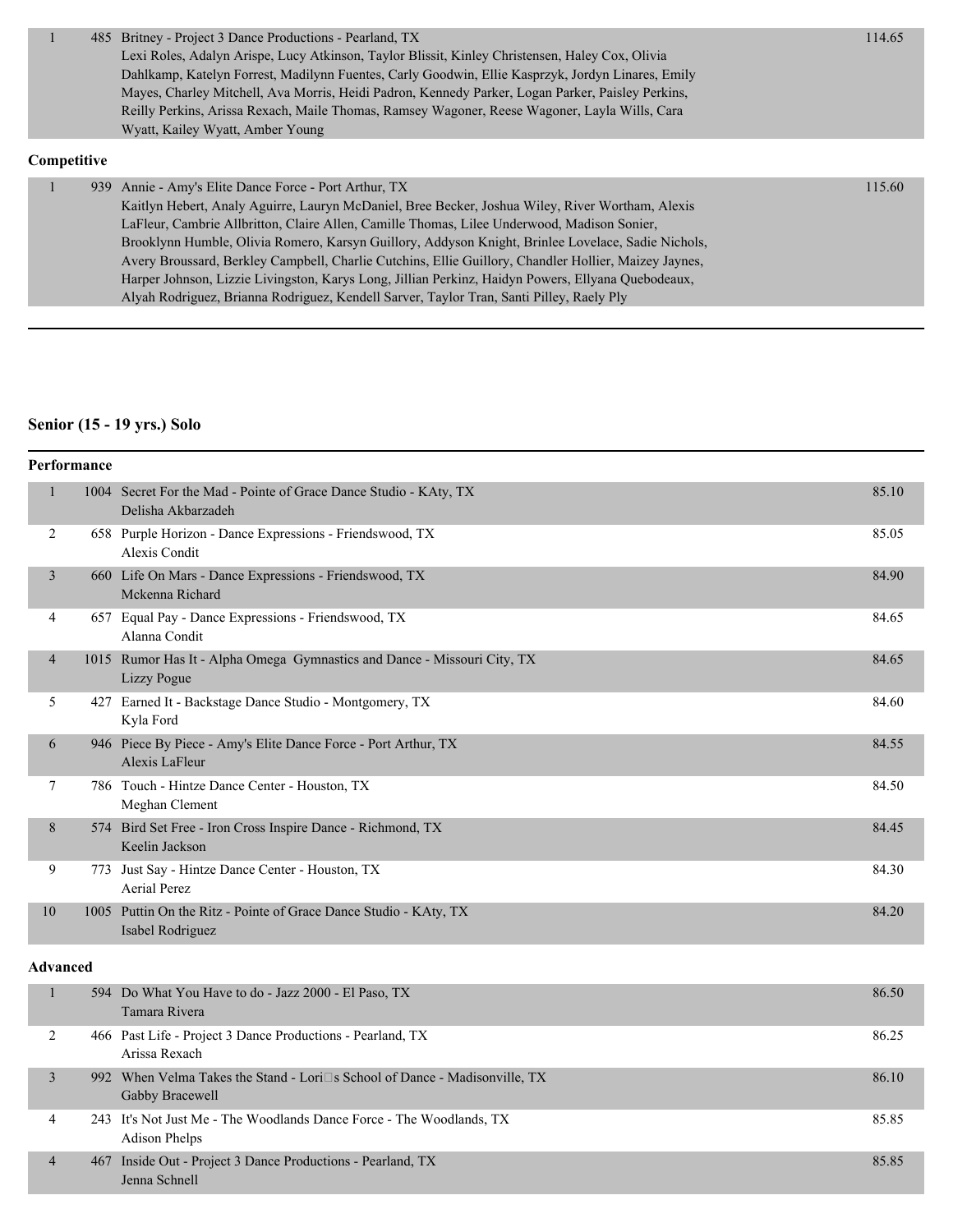| Place | No. | Entry | Score |
| --- | --- | --- | --- |
| 1 | 485 | Britney - Project 3 Dance Productions - Pearland, TX<br>Lexi Roles, Adalyn Arispe, Lucy Atkinson, Taylor Blissit, Kinley Christensen, Haley Cox, Olivia Dahlkamp, Katelyn Forrest, Madilynn Fuentes, Carly Goodwin, Ellie Kasprzyk, Jordyn Linares, Emily Mayes, Charley Mitchell, Ava Morris, Heidi Padron, Kennedy Parker, Logan Parker, Paisley Perkins, Reilly Perkins, Arissa Rexach, Maile Thomas, Ramsey Wagoner, Reese Wagoner, Layla Wills, Cara Wyatt, Kailey Wyatt, Amber Young | 114.65 |

**Competitive**

| Place | No. | Entry | Score |
| --- | --- | --- | --- |
| 1 | 939 | Annie - Amy's Elite Dance Force - Port Arthur, TX<br>Kaitlyn Hebert, Analy Aguirre, Lauryn McDaniel, Bree Becker, Joshua Wiley, River Wortham, Alexis LaFleur, Cambrie Allbritton, Claire Allen, Camille Thomas, Lilee Underwood, Madison Sonier, Brooklynn Humble, Olivia Romero, Karsyn Guillory, Addyson Knight, Brinlee Lovelace, Sadie Nichols, Avery Broussard, Berkley Campbell, Charlie Cutchins, Ellie Guillory, Chandler Hollier, Maizey Jaynes, Harper Johnson, Lizzie Livingston, Karys Long, Jillian Perkinz, Haidyn Powers, Ellyana Quebodeaux, Alyah Rodriguez, Brianna Rodriguez, Kendell Sarver, Taylor Tran, Santi Pilley, Raely Ply | 115.60 |

## Senior (15 - 19 yrs.) Solo

**Performance**

| Place | No. | Entry | Score |
| --- | --- | --- | --- |
| 1 | 1004 | Secret For the Mad - Pointe of Grace Dance Studio - KAty, TX<br>Delisha Akbarzadeh | 85.10 |
| 2 | 658 | Purple Horizon - Dance Expressions - Friendswood, TX<br>Alexis Condit | 85.05 |
| 3 | 660 | Life On Mars - Dance Expressions - Friendswood, TX<br>Mckenna Richard | 84.90 |
| 4 | 657 | Equal Pay - Dance Expressions - Friendswood, TX<br>Alanna Condit | 84.65 |
| 4 | 1015 | Rumor Has It - Alpha Omega Gymnastics and Dance - Missouri City, TX<br>Lizzy Pogue | 84.65 |
| 5 | 427 | Earned It - Backstage Dance Studio - Montgomery, TX<br>Kyla Ford | 84.60 |
| 6 | 946 | Piece By Piece - Amy's Elite Dance Force - Port Arthur, TX<br>Alexis LaFleur | 84.55 |
| 7 | 786 | Touch - Hintze Dance Center - Houston, TX<br>Meghan Clement | 84.50 |
| 8 | 574 | Bird Set Free - Iron Cross Inspire Dance - Richmond, TX<br>Keelin Jackson | 84.45 |
| 9 | 773 | Just Say - Hintze Dance Center - Houston, TX<br>Aerial Perez | 84.30 |
| 10 | 1005 | Puttin On the Ritz - Pointe of Grace Dance Studio - KAty, TX<br>Isabel Rodriguez | 84.20 |

**Advanced**

| Place | No. | Entry | Score |
| --- | --- | --- | --- |
| 1 | 594 | Do What You Have to do - Jazz 2000 - El Paso, TX<br>Tamara Rivera | 86.50 |
| 2 | 466 | Past Life - Project 3 Dance Productions - Pearland, TX<br>Arissa Rexach | 86.25 |
| 3 | 992 | When Velma Takes the Stand - Lori□s School of Dance - Madisonville, TX<br>Gabby Bracewell | 86.10 |
| 4 | 243 | It's Not Just Me - The Woodlands Dance Force - The Woodlands, TX<br>Adison Phelps | 85.85 |
| 4 | 467 | Inside Out - Project 3 Dance Productions - Pearland, TX<br>Jenna Schnell | 85.85 |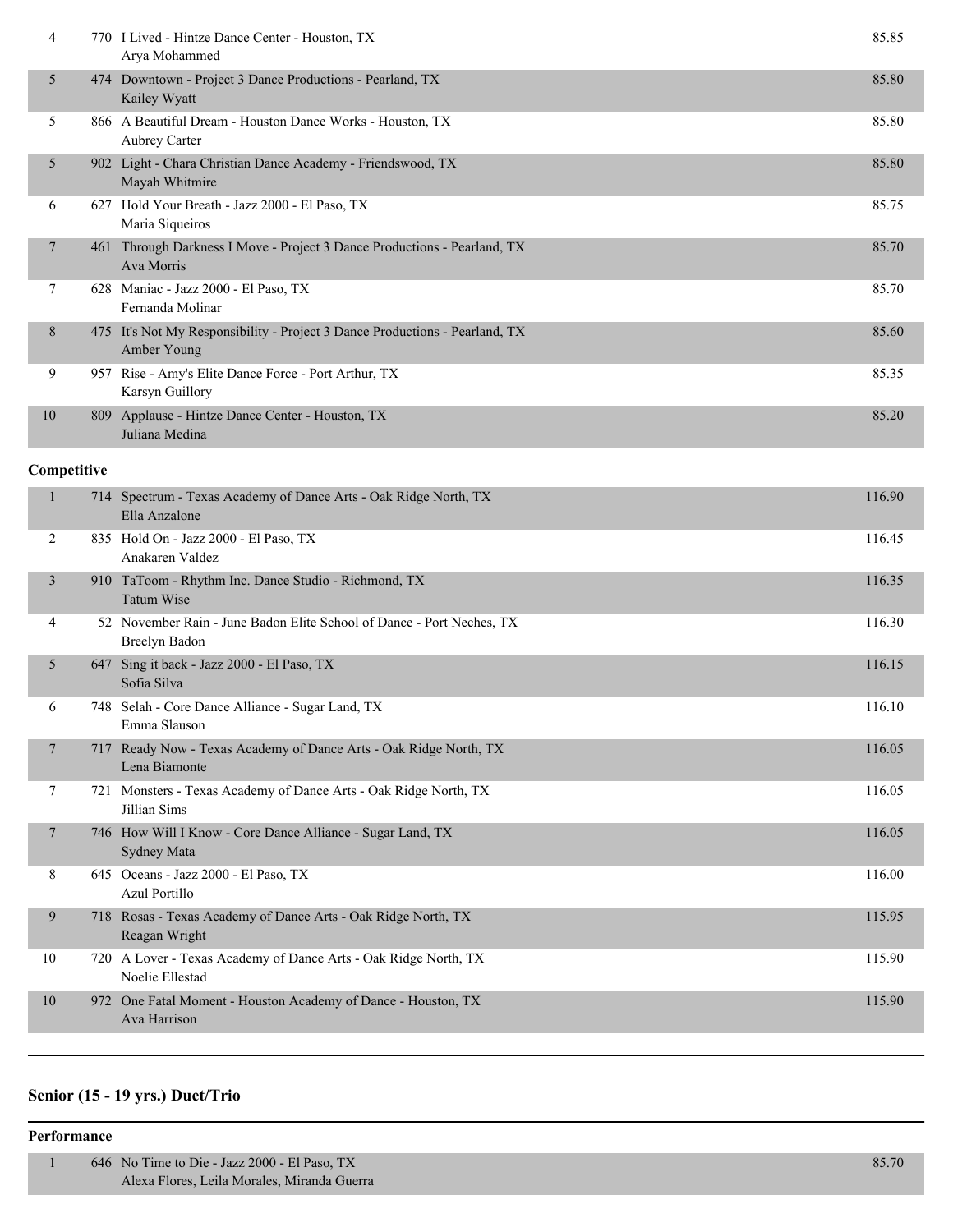| Place | Entry | Routine / Studio / Dancer | Score |
|---|---|---|---|
| 4 | 770 | I Lived - Hintze Dance Center - Houston, TX<br>Arya Mohammed | 85.85 |
| 5 | 474 | Downtown - Project 3 Dance Productions - Pearland, TX<br>Kailey Wyatt | 85.80 |
| 5 | 866 | A Beautiful Dream - Houston Dance Works - Houston, TX<br>Aubrey Carter | 85.80 |
| 5 | 902 | Light - Chara Christian Dance Academy - Friendswood, TX<br>Mayah Whitmire | 85.80 |
| 6 | 627 | Hold Your Breath - Jazz 2000 - El Paso, TX<br>Maria Siqueiros | 85.75 |
| 7 | 461 | Through Darkness I Move - Project 3 Dance Productions - Pearland, TX<br>Ava Morris | 85.70 |
| 7 | 628 | Maniac - Jazz 2000 - El Paso, TX<br>Fernanda Molinar | 85.70 |
| 8 | 475 | It's Not My Responsibility - Project 3 Dance Productions - Pearland, TX<br>Amber Young | 85.60 |
| 9 | 957 | Rise - Amy's Elite Dance Force - Port Arthur, TX<br>Karsyn Guillory | 85.35 |
| 10 | 809 | Applause - Hintze Dance Center - Houston, TX<br>Juliana Medina | 85.20 |

**Competitive**

| Place | Entry | Routine / Studio / Dancer | Score |
|---|---|---|---|
| 1 | 714 | Spectrum - Texas Academy of Dance Arts - Oak Ridge North, TX<br>Ella Anzalone | 116.90 |
| 2 | 835 | Hold On - Jazz 2000 - El Paso, TX<br>Anakaren Valdez | 116.45 |
| 3 | 910 | TaToom - Rhythm Inc. Dance Studio - Richmond, TX<br>Tatum Wise | 116.35 |
| 4 | 52 | November Rain - June Badon Elite School of Dance - Port Neches, TX<br>Breelyn Badon | 116.30 |
| 5 | 647 | Sing it back - Jazz 2000 - El Paso, TX<br>Sofia Silva | 116.15 |
| 6 | 748 | Selah - Core Dance Alliance - Sugar Land, TX<br>Emma Slauson | 116.10 |
| 7 | 717 | Ready Now - Texas Academy of Dance Arts - Oak Ridge North, TX<br>Lena Biamonte | 116.05 |
| 7 | 721 | Monsters - Texas Academy of Dance Arts - Oak Ridge North, TX<br>Jillian Sims | 116.05 |
| 7 | 746 | How Will I Know - Core Dance Alliance - Sugar Land, TX<br>Sydney Mata | 116.05 |
| 8 | 645 | Oceans - Jazz 2000 - El Paso, TX<br>Azul Portillo | 116.00 |
| 9 | 718 | Rosas - Texas Academy of Dance Arts - Oak Ridge North, TX<br>Reagan Wright | 115.95 |
| 10 | 720 | A Lover - Texas Academy of Dance Arts - Oak Ridge North, TX<br>Noelie Ellestad | 115.90 |
| 10 | 972 | One Fatal Moment - Houston Academy of Dance - Houston, TX<br>Ava Harrison | 115.90 |

## Senior (15 - 19 yrs.) Duet/Trio

**Performance**

| Place | Entry | Routine / Studio / Dancers | Score |
|---|---|---|---|
| 1 | 646 | No Time to Die - Jazz 2000 - El Paso, TX<br>Alexa Flores, Leila Morales, Miranda Guerra | 85.70 |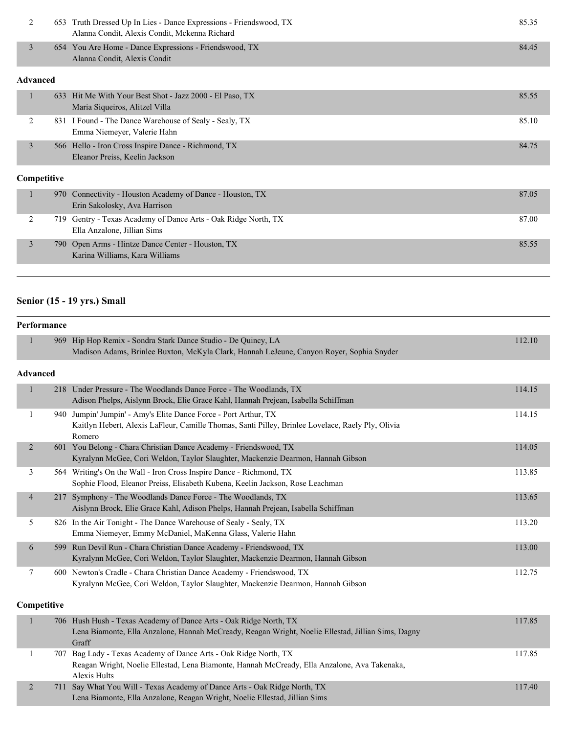| Place | Entry | Routine / Studio / Dancers | Score |
|---|---|---|---|
| 2 | 653 | Truth Dressed Up In Lies - Dance Expressions - Friendswood, TX<br>Alanna Condit, Alexis Condit, Mckenna Richard | 85.35 |
| 3 | 654 | You Are Home - Dance Expressions - Friendswood, TX<br>Alanna Condit, Alexis Condit | 84.45 |

**Advanced**

| Place | Entry | Routine / Studio / Dancers | Score |
|---|---|---|---|
| 1 | 633 | Hit Me With Your Best Shot - Jazz 2000 - El Paso, TX<br>Maria Siqueiros, Alitzel Villa | 85.55 |
| 2 | 831 | I Found - The Dance Warehouse of Sealy - Sealy, TX<br>Emma Niemeyer, Valerie Hahn | 85.10 |
| 3 | 566 | Hello - Iron Cross Inspire Dance - Richmond, TX<br>Eleanor Preiss, Keelin Jackson | 84.75 |

**Competitive**

| Place | Entry | Routine / Studio / Dancers | Score |
|---|---|---|---|
| 1 | 970 | Connectivity - Houston Academy of Dance - Houston, TX<br>Erin Sakolosky, Ava Harrison | 87.05 |
| 2 | 719 | Gentry - Texas Academy of Dance Arts - Oak Ridge North, TX<br>Ella Anzalone, Jillian Sims | 87.00 |
| 3 | 790 | Open Arms - Hintze Dance Center - Houston, TX<br>Karina Williams, Kara Williams | 85.55 |

## Senior (15 - 19 yrs.) Small

**Performance**

| Place | Entry | Routine / Studio / Dancers | Score |
|---|---|---|---|
| 1 | 969 | Hip Hop Remix - Sondra Stark Dance Studio - De Quincy, LA<br>Madison Adams, Brinlee Buxton, McKyla Clark, Hannah LeJeune, Canyon Royer, Sophia Snyder | 112.10 |

**Advanced**

| Place | Entry | Routine / Studio / Dancers | Score |
|---|---|---|---|
| 1 | 218 | Under Pressure - The Woodlands Dance Force - The Woodlands, TX<br>Adison Phelps, Aislynn Brock, Elie Grace Kahl, Hannah Prejean, Isabella Schiffman | 114.15 |
| 1 | 940 | Jumpin' Jumpin' - Amy's Elite Dance Force - Port Arthur, TX<br>Kaitlyn Hebert, Alexis LaFleur, Camille Thomas, Santi Pilley, Brinlee Lovelace, Raely Ply, Olivia Romero | 114.15 |
| 2 | 601 | You Belong - Chara Christian Dance Academy - Friendswood, TX<br>Kyralynn McGee, Cori Weldon, Taylor Slaughter, Mackenzie Dearmon, Hannah Gibson | 114.05 |
| 3 | 564 | Writing's On the Wall - Iron Cross Inspire Dance - Richmond, TX<br>Sophie Flood, Eleanor Preiss, Elisabeth Kubena, Keelin Jackson, Rose Leachman | 113.85 |
| 4 | 217 | Symphony - The Woodlands Dance Force - The Woodlands, TX<br>Aislynn Brock, Elie Grace Kahl, Adison Phelps, Hannah Prejean, Isabella Schiffman | 113.65 |
| 5 | 826 | In the Air Tonight - The Dance Warehouse of Sealy - Sealy, TX<br>Emma Niemeyer, Emmy McDaniel, MaKenna Glass, Valerie Hahn | 113.20 |
| 6 | 599 | Run Devil Run - Chara Christian Dance Academy - Friendswood, TX<br>Kyralynn McGee, Cori Weldon, Taylor Slaughter, Mackenzie Dearmon, Hannah Gibson | 113.00 |
| 7 | 600 | Newton's Cradle - Chara Christian Dance Academy - Friendswood, TX<br>Kyralynn McGee, Cori Weldon, Taylor Slaughter, Mackenzie Dearmon, Hannah Gibson | 112.75 |

**Competitive**

| Place | Entry | Routine / Studio / Dancers | Score |
|---|---|---|---|
| 1 | 706 | Hush Hush - Texas Academy of Dance Arts - Oak Ridge North, TX<br>Lena Biamonte, Ella Anzalone, Hannah McCready, Reagan Wright, Noelie Ellestad, Jillian Sims, Dagny Graff | 117.85 |
| 1 | 707 | Bag Lady - Texas Academy of Dance Arts - Oak Ridge North, TX<br>Reagan Wright, Noelie Ellestad, Lena Biamonte, Hannah McCready, Ella Anzalone, Ava Takenaka, Alexis Hults | 117.85 |
| 2 | 711 | Say What You Will - Texas Academy of Dance Arts - Oak Ridge North, TX<br>Lena Biamonte, Ella Anzalone, Reagan Wright, Noelie Ellestad, Jillian Sims | 117.40 |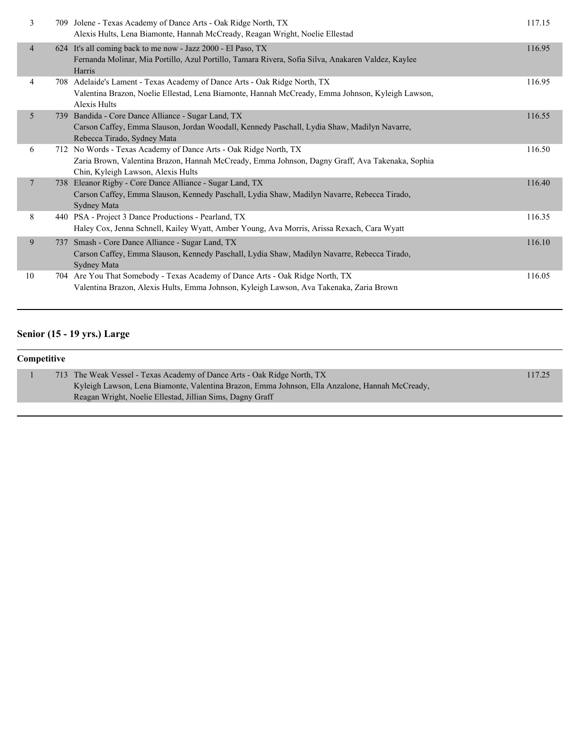| | | | |
|---|---|---|---|
| 3 | 709 | Jolene - Texas Academy of Dance Arts - Oak Ridge North, TX<br>Alexis Hults, Lena Biamonte, Hannah McCready, Reagan Wright, Noelie Ellestad | 117.15 |
| 4 | 624 | It's all coming back to me now - Jazz 2000 - El Paso, TX<br>Fernanda Molinar, Mia Portillo, Azul Portillo, Tamara Rivera, Sofia Silva, Anakaren Valdez, Kaylee Harris | 116.95 |
| 4 | 708 | Adelaide's Lament - Texas Academy of Dance Arts - Oak Ridge North, TX<br>Valentina Brazon, Noelie Ellestad, Lena Biamonte, Hannah McCready, Emma Johnson, Kyleigh Lawson, Alexis Hults | 116.95 |
| 5 | 739 | Bandida - Core Dance Alliance - Sugar Land, TX<br>Carson Caffey, Emma Slauson, Jordan Woodall, Kennedy Paschall, Lydia Shaw, Madilyn Navarre, Rebecca Tirado, Sydney Mata | 116.55 |
| 6 | 712 | No Words - Texas Academy of Dance Arts - Oak Ridge North, TX<br>Zaria Brown, Valentina Brazon, Hannah McCready, Emma Johnson, Dagny Graff, Ava Takenaka, Sophia Chin, Kyleigh Lawson, Alexis Hults | 116.50 |
| 7 | 738 | Eleanor Rigby - Core Dance Alliance - Sugar Land, TX<br>Carson Caffey, Emma Slauson, Kennedy Paschall, Lydia Shaw, Madilyn Navarre, Rebecca Tirado, Sydney Mata | 116.40 |
| 8 | 440 | PSA - Project 3 Dance Productions - Pearland, TX<br>Haley Cox, Jenna Schnell, Kailey Wyatt, Amber Young, Ava Morris, Arissa Rexach, Cara Wyatt | 116.35 |
| 9 | 737 | Smash - Core Dance Alliance - Sugar Land, TX<br>Carson Caffey, Emma Slauson, Kennedy Paschall, Lydia Shaw, Madilyn Navarre, Rebecca Tirado, Sydney Mata | 116.10 |
| 10 | 704 | Are You That Somebody - Texas Academy of Dance Arts - Oak Ridge North, TX<br>Valentina Brazon, Alexis Hults, Emma Johnson, Kyleigh Lawson, Ava Takenaka, Zaria Brown | 116.05 |

## Senior (15 - 19 yrs.) Large

### Competitive

| | | | |
|---|---|---|---|
| 1 | 713 | The Weak Vessel - Texas Academy of Dance Arts - Oak Ridge North, TX<br>Kyleigh Lawson, Lena Biamonte, Valentina Brazon, Emma Johnson, Ella Anzalone, Hannah McCready, Reagan Wright, Noelie Ellestad, Jillian Sims, Dagny Graff | 117.25 |